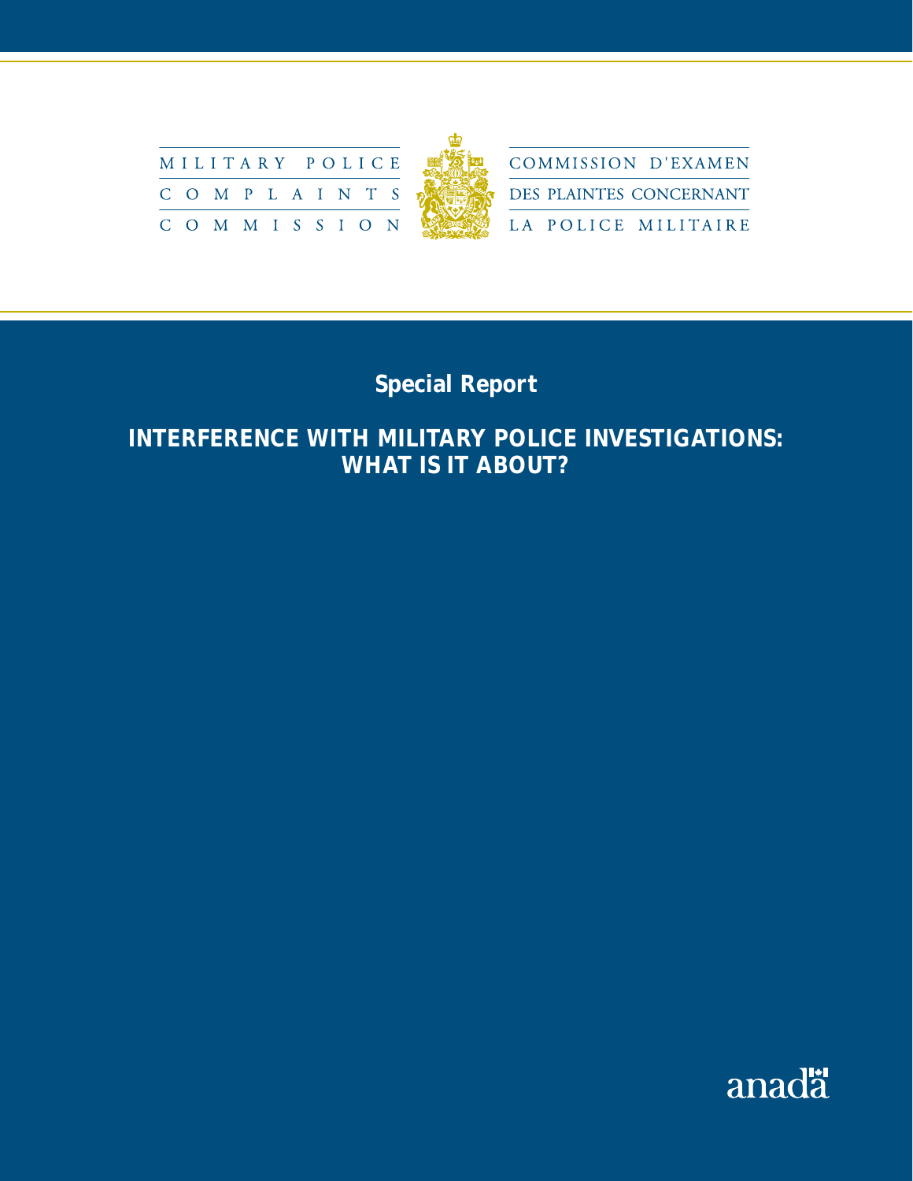MILITARY POLICE COMPLAINTS COMMISSION

COMMISSION D'EXAMEN DES PLAINTES CONCERNANT LA POLICE MILITAIRE

**Special Report**

# INTERFERENCE WITH MILITARY POLICE INVESTIGATIONS: WHAT IS IT ABOUT?

anada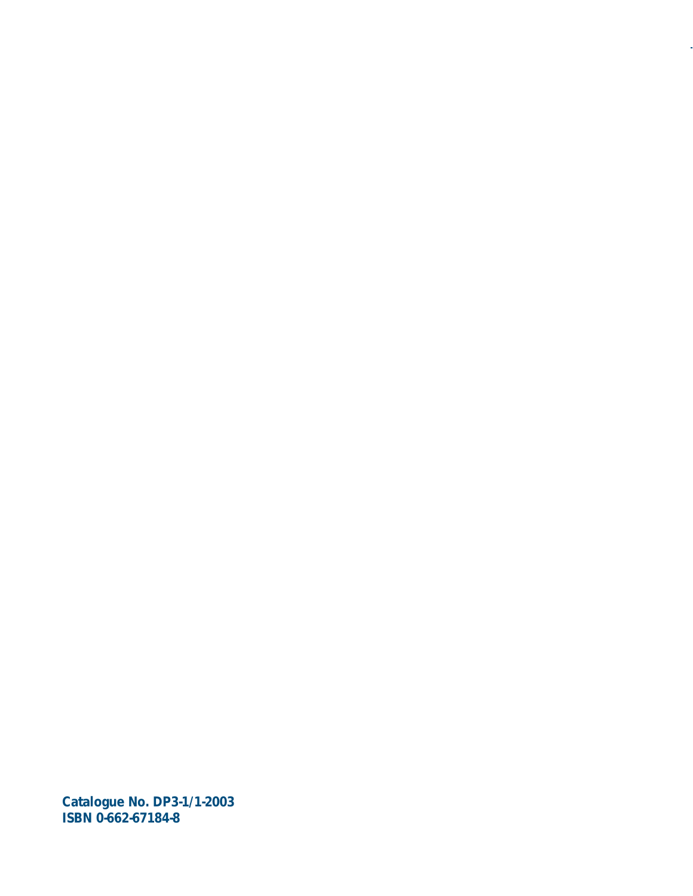**Catalogue No. DP3-1/1-2003**
**ISBN 0-662-67184-8**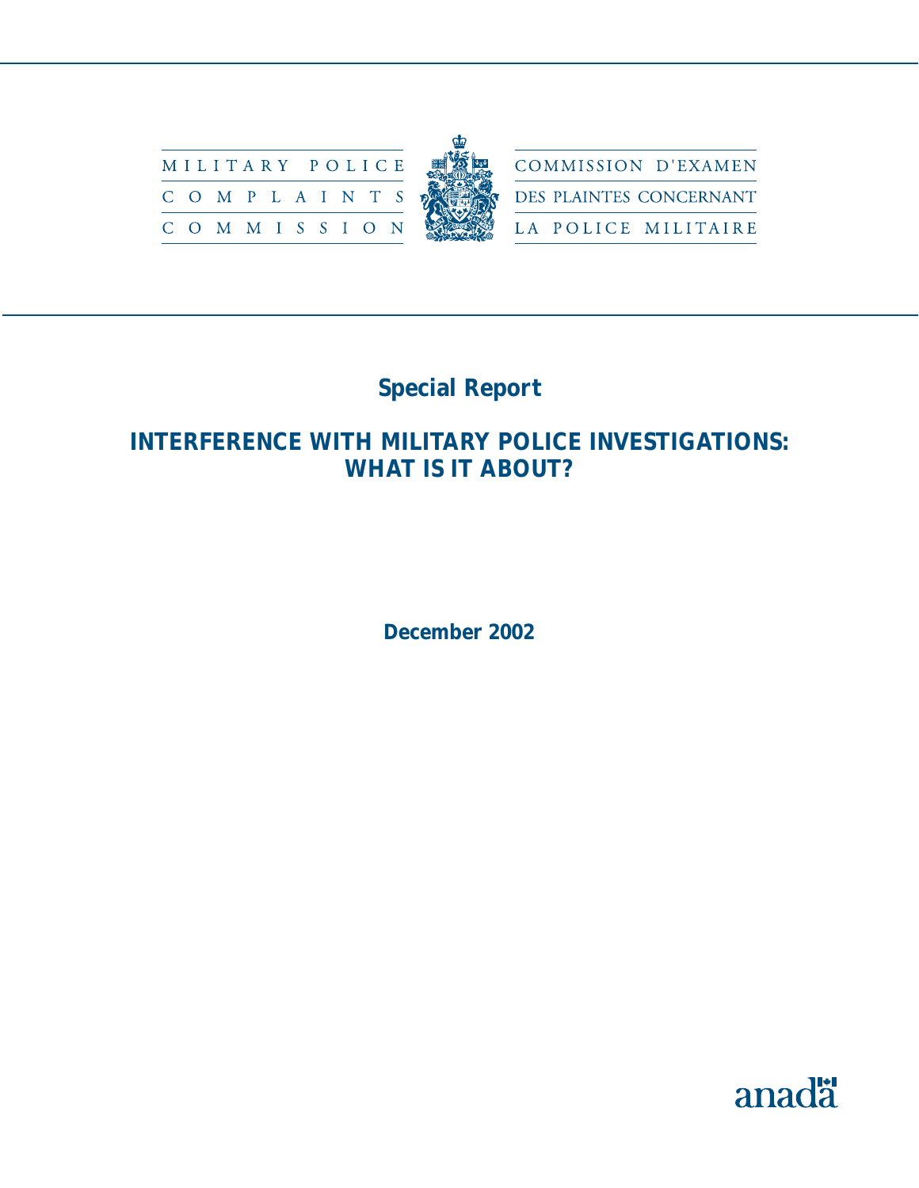MILITARY POLICE COMPLAINTS COMMISSION

COMMISSION D'EXAMEN DES PLAINTES CONCERNANT LA POLICE MILITAIRE

# Special Report

## INTERFERENCE WITH MILITARY POLICE INVESTIGATIONS: WHAT IS IT ABOUT?

December 2002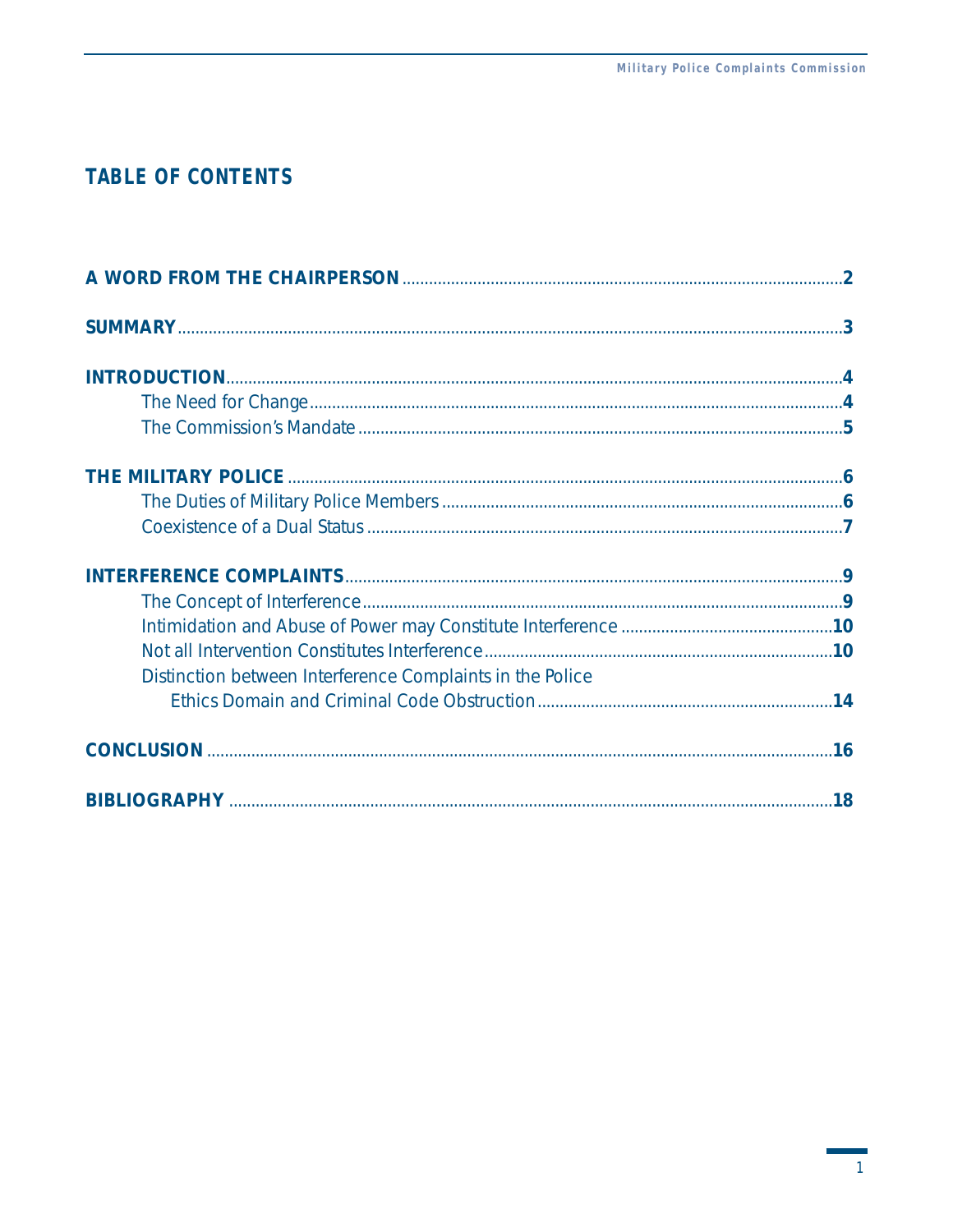## TABLE OF CONTENTS

**A WORD FROM THE CHAIRPERSON** .......... **2**

**SUMMARY** .......... **3**

**INTRODUCTION** .......... **4**
- The Need for Change .......... **4**
- The Commission's Mandate .......... **5**

**THE MILITARY POLICE** .......... **6**
- The Duties of Military Police Members .......... **6**
- Coexistence of a Dual Status .......... **7**

**INTERFERENCE COMPLAINTS** .......... **9**
- The Concept of Interference .......... **9**
- Intimidation and Abuse of Power may Constitute Interference .......... **10**
- Not all Intervention Constitutes Interference .......... **10**
- Distinction between Interference Complaints in the Police Ethics Domain and Criminal Code Obstruction .......... **14**

**CONCLUSION** .......... **16**

**BIBLIOGRAPHY** .......... **18**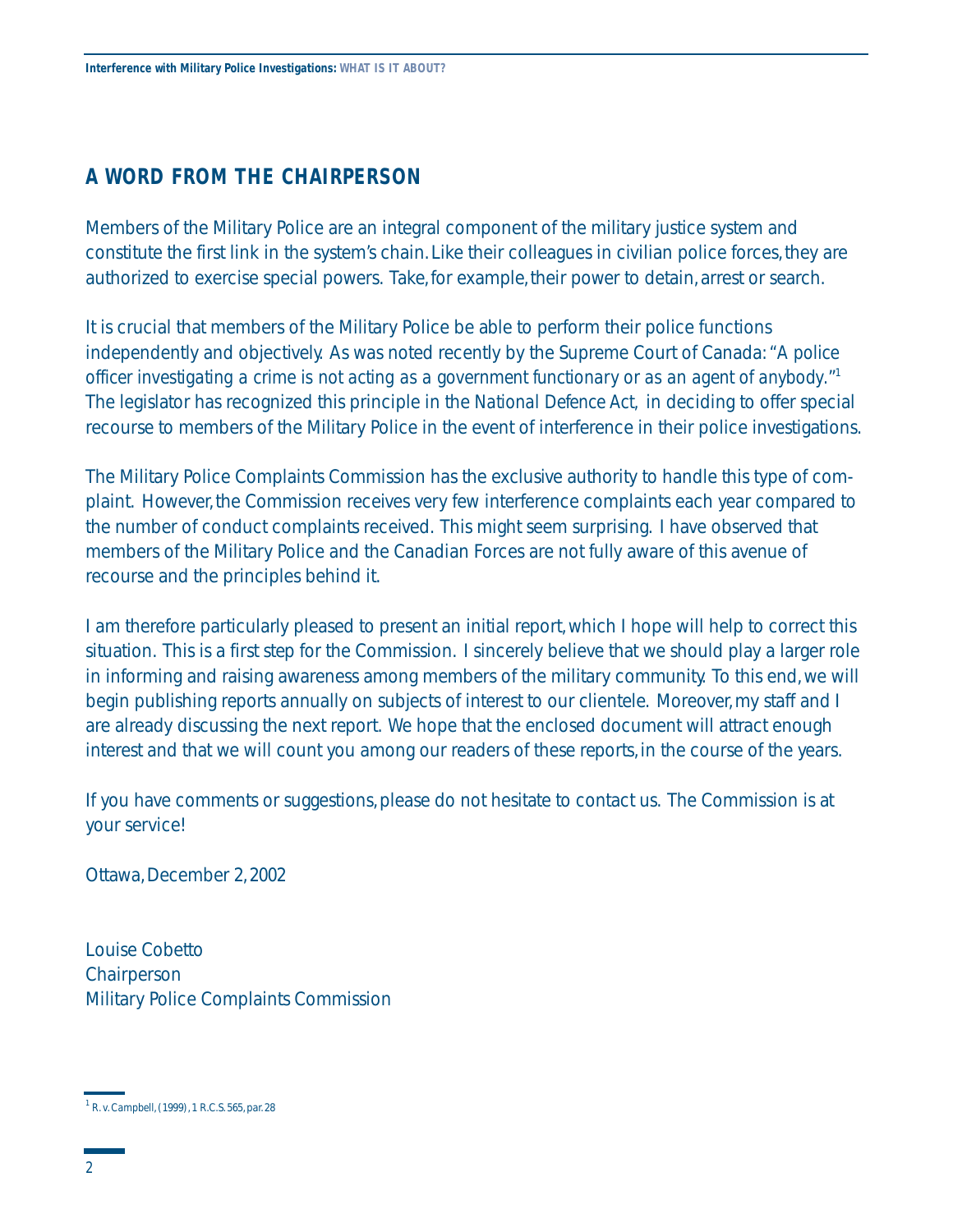## A WORD FROM THE CHAIRPERSON

Members of the Military Police are an integral component of the military justice system and constitute the first link in the system's chain. Like their colleagues in civilian police forces, they are authorized to exercise special powers. Take, for example, their power to detain, arrest or search.

It is crucial that members of the Military Police be able to perform their police functions independently and objectively. As was noted recently by the Supreme Court of Canada: "A police officer investigating a crime is not acting as a government functionary or as an agent of anybody."[1] The legislator has recognized this principle in the *National Defence Act*, in deciding to offer special recourse to members of the Military Police in the event of interference in their police investigations.

The Military Police Complaints Commission has the exclusive authority to handle this type of complaint. However, the Commission receives very few interference complaints each year compared to the number of conduct complaints received. This might seem surprising. I have observed that members of the Military Police and the Canadian Forces are not fully aware of this avenue of recourse and the principles behind it.

I am therefore particularly pleased to present an initial report, which I hope will help to correct this situation. This is a first step for the Commission. I sincerely believe that we should play a larger role in informing and raising awareness among members of the military community. To this end, we will begin publishing reports annually on subjects of interest to our clientele. Moreover, my staff and I are already discussing the next report. We hope that the enclosed document will attract enough interest and that we will count you among our readers of these reports, in the course of the years.

If you have comments or suggestions, please do not hesitate to contact us. The Commission is at your service!

Ottawa, December 2, 2002

Louise Cobetto
Chairperson
Military Police Complaints Commission

[1] R. v. Campbell, (1999), 1 R.C.S. 565, par. 28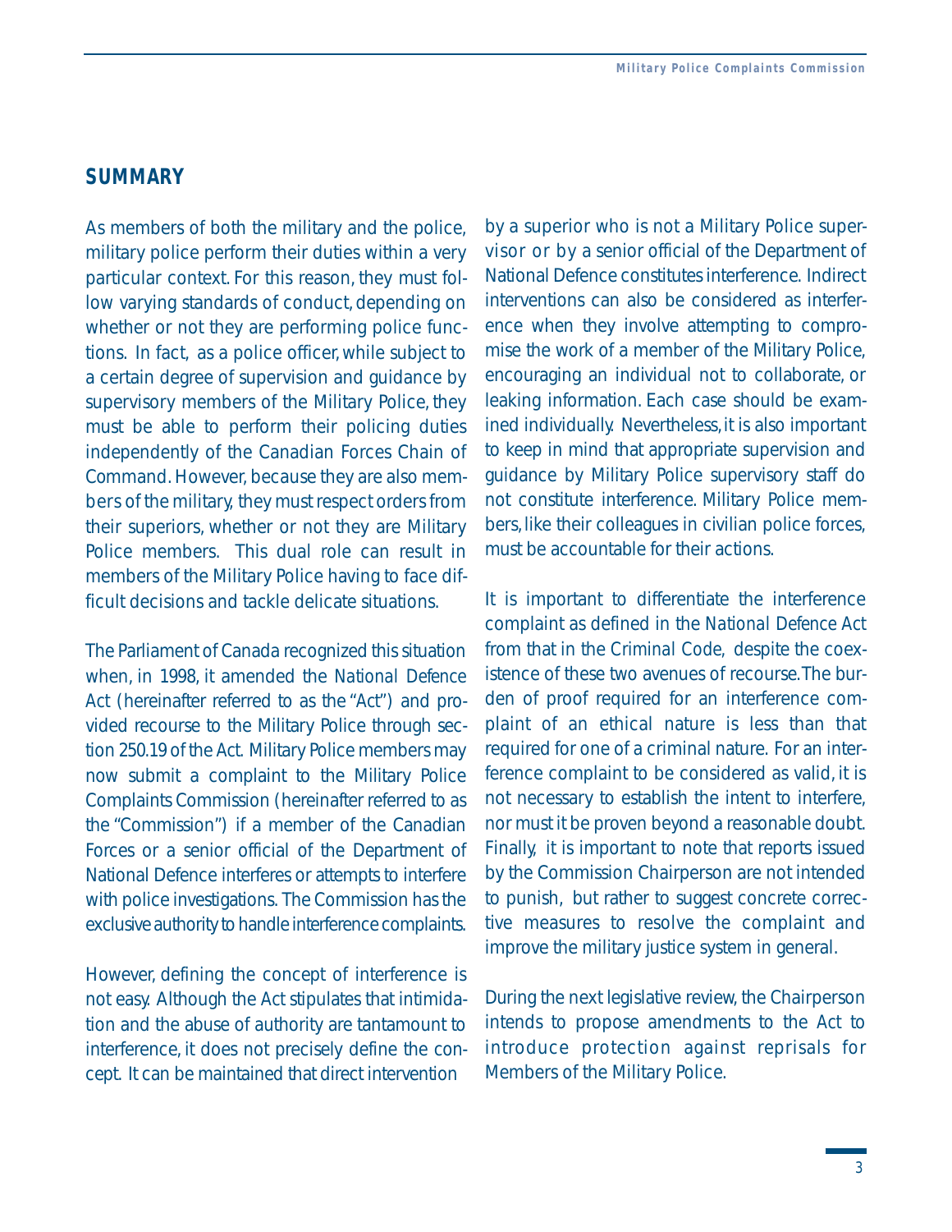## SUMMARY

As members of both the military and the police, military police perform their duties within a very particular context. For this reason, they must follow varying standards of conduct, depending on whether or not they are performing police functions. In fact, as a police officer, while subject to a certain degree of supervision and guidance by supervisory members of the Military Police, they must be able to perform their policing duties independently of the Canadian Forces Chain of Command. However, because they are also members of the military, they must respect orders from their superiors, whether or not they are Military Police members. This dual role can result in members of the Military Police having to face difficult decisions and tackle delicate situations.

The Parliament of Canada recognized this situation when, in 1998, it amended the *National Defence Act* (hereinafter referred to as the "Act") and provided recourse to the Military Police through section 250.19 of the Act. Military Police members may now submit a complaint to the Military Police Complaints Commission (hereinafter referred to as the "Commission") if a member of the Canadian Forces or a senior official of the Department of National Defence interferes or attempts to interfere with police investigations. The Commission has the exclusive authority to handle interference complaints.

However, defining the concept of interference is not easy. Although the Act stipulates that intimidation and the abuse of authority are tantamount to interference, it does not precisely define the concept. It can be maintained that direct intervention by a superior who is not a Military Police supervisor or by a senior official of the Department of National Defence constitutes interference. Indirect interventions can also be considered as interference when they involve attempting to compromise the work of a member of the Military Police, encouraging an individual not to collaborate, or leaking information. Each case should be examined individually. Nevertheless, it is also important to keep in mind that appropriate supervision and guidance by Military Police supervisory staff do not constitute interference. Military Police members, like their colleagues in civilian police forces, must be accountable for their actions.

It is important to differentiate the interference complaint as defined in the *National Defence Act* from that in the *Criminal Code*, despite the coexistence of these two avenues of recourse. The burden of proof required for an interference complaint of an ethical nature is less than that required for one of a criminal nature. For an interference complaint to be considered as valid, it is not necessary to establish the intent to interfere, nor must it be proven beyond a reasonable doubt. Finally, it is important to note that reports issued by the Commission Chairperson are not intended to punish, but rather to suggest concrete corrective measures to resolve the complaint and improve the military justice system in general.

During the next legislative review, the Chairperson intends to propose amendments to the Act to introduce protection against reprisals for Members of the Military Police.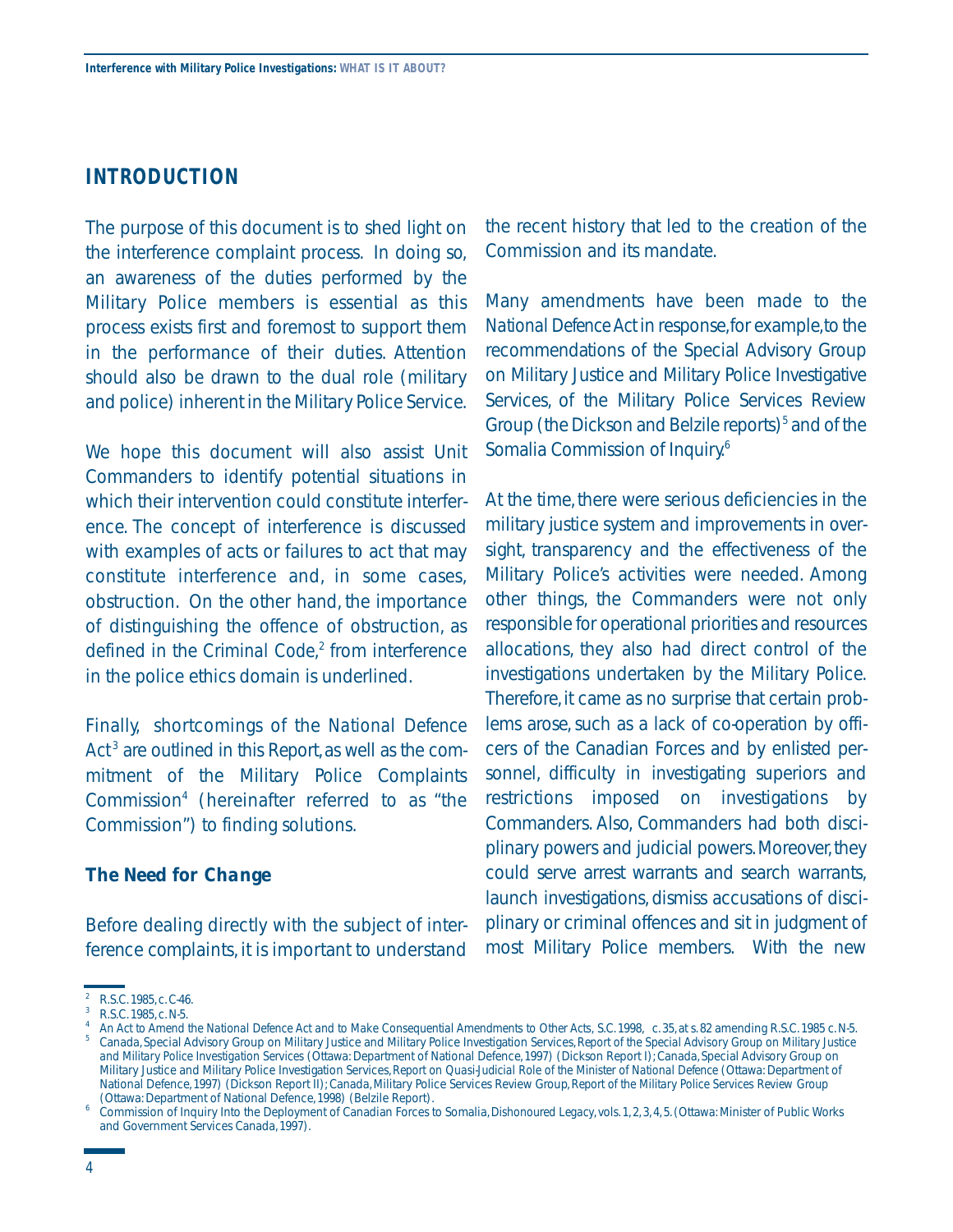## INTRODUCTION

The purpose of this document is to shed light on the interference complaint process. In doing so, an awareness of the duties performed by the Military Police members is essential as this process exists first and foremost to support them in the performance of their duties. Attention should also be drawn to the dual role (military and police) inherent in the Military Police Service.

We hope this document will also assist Unit Commanders to identify potential situations in which their intervention could constitute interference. The concept of interference is discussed with examples of acts or failures to act that may constitute interference and, in some cases, obstruction. On the other hand, the importance of distinguishing the offence of obstruction, as defined in the *Criminal Code*,[2] from interference in the police ethics domain is underlined.

Finally, shortcomings of the *National Defence Act*[3] are outlined in this Report, as well as the commitment of the Military Police Complaints Commission[4] (hereinafter referred to as "the Commission") to finding solutions.

### *The Need for Change*

Before dealing directly with the subject of interference complaints, it is important to understand the recent history that led to the creation of the Commission and its mandate.

Many amendments have been made to the *National Defence Act* in response, for example, to the recommendations of the Special Advisory Group on Military Justice and Military Police Investigative Services, of the Military Police Services Review Group (the Dickson and Belzile reports)[5] and of the Somalia Commission of Inquiry.[6]

At the time, there were serious deficiencies in the military justice system and improvements in oversight, transparency and the effectiveness of the Military Police's activities were needed. Among other things, the Commanders were not only responsible for operational priorities and resources allocations, they also had direct control of the investigations undertaken by the Military Police. Therefore, it came as no surprise that certain problems arose, such as a lack of co-operation by officers of the Canadian Forces and by enlisted personnel, difficulty in investigating superiors and restrictions imposed on investigations by Commanders. Also, Commanders had both disciplinary powers and judicial powers. Moreover, they could serve arrest warrants and search warrants, launch investigations, dismiss accusations of disciplinary or criminal offences and sit in judgment of most Military Police members. With the new

---

[2] R.S.C. 1985, c. C-46.

[3] R.S.C. 1985, c. N-5.

[4] *An Act to Amend the National Defence Act and to Make Consequential Amendments to Other Acts*, S.C. 1998, c. 35, at s. 82 amending R.S.C. 1985 c. N-5.

[5] Canada, Special Advisory Group on Military Justice and Military Police Investigation Services, *Report of the Special Advisory Group on Military Justice and Military Police Investigation Services* (Ottawa: Department of National Defence, 1997) (Dickson Report I); Canada, Special Advisory Group on Military Justice and Military Police Investigation Services, *Report on Quasi-Judicial Role of the Minister of National Defence* (Ottawa: Department of National Defence, 1997) (Dickson Report II); Canada, Military Police Services Review Group, *Report of the Military Police Services Review Group* (Ottawa: Department of National Defence, 1998) (Belzile Report).

[6] Commission of Inquiry Into the Deployment of Canadian Forces to Somalia, *Dishonoured Legacy*, vols. 1, 2, 3, 4, 5. (Ottawa: Minister of Public Works and Government Services Canada, 1997).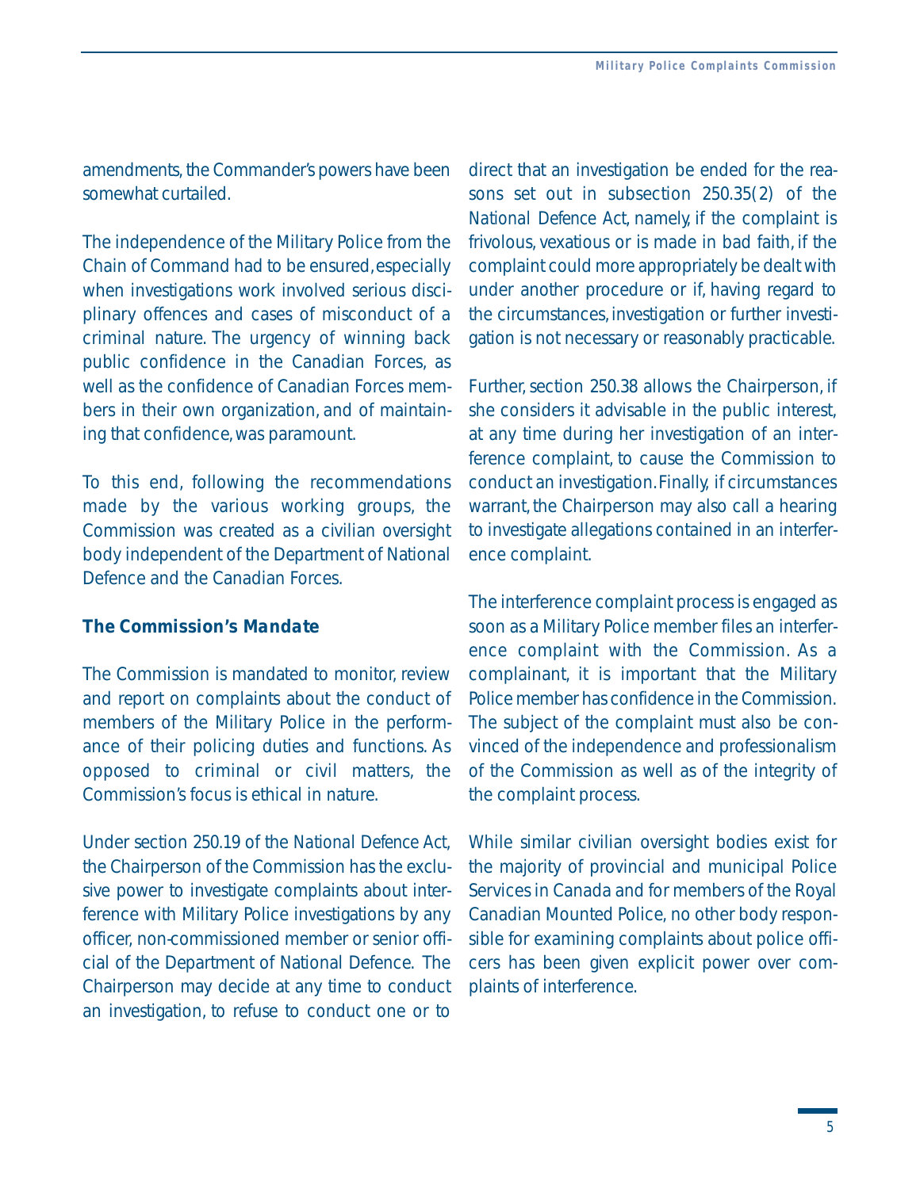amendments, the Commander's powers have been somewhat curtailed.

The independence of the Military Police from the Chain of Command had to be ensured, especially when investigations work involved serious disciplinary offences and cases of misconduct of a criminal nature. The urgency of winning back public confidence in the Canadian Forces, as well as the confidence of Canadian Forces members in their own organization, and of maintaining that confidence, was paramount.

To this end, following the recommendations made by the various working groups, the Commission was created as a civilian oversight body independent of the Department of National Defence and the Canadian Forces.

### The Commission's Mandate

The Commission is mandated to monitor, review and report on complaints about the conduct of members of the Military Police in the performance of their policing duties and functions. As opposed to criminal or civil matters, the Commission's focus is ethical in nature.

Under section 250.19 of the *National Defence Act*, the Chairperson of the Commission has the exclusive power to investigate complaints about interference with Military Police investigations by any officer, non-commissioned member or senior official of the Department of National Defence. The Chairperson may decide at any time to conduct an investigation, to refuse to conduct one or to direct that an investigation be ended for the reasons set out in subsection 250.35(2) of the *National Defence Act*, namely, if the complaint is frivolous, vexatious or is made in bad faith, if the complaint could more appropriately be dealt with under another procedure or if, having regard to the circumstances, investigation or further investigation is not necessary or reasonably practicable.

Further, section 250.38 allows the Chairperson, if she considers it advisable in the public interest, at any time during her investigation of an interference complaint, to cause the Commission to conduct an investigation. Finally, if circumstances warrant, the Chairperson may also call a hearing to investigate allegations contained in an interference complaint.

The interference complaint process is engaged as soon as a Military Police member files an interference complaint with the Commission. As a complainant, it is important that the Military Police member has confidence in the Commission. The subject of the complaint must also be convinced of the independence and professionalism of the Commission as well as of the integrity of the complaint process.

While similar civilian oversight bodies exist for the majority of provincial and municipal Police Services in Canada and for members of the Royal Canadian Mounted Police, no other body responsible for examining complaints about police officers has been given explicit power over complaints of interference.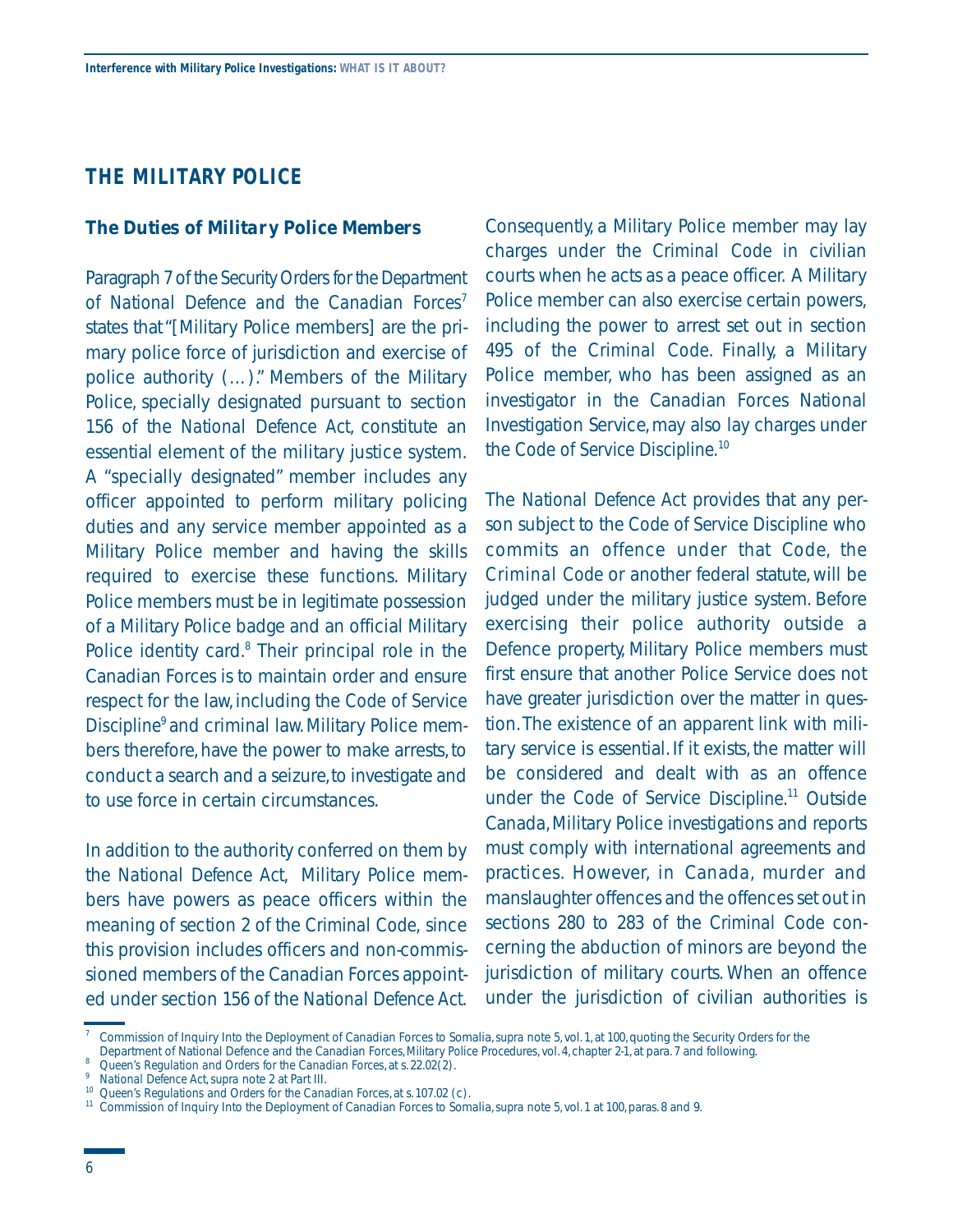## THE MILITARY POLICE

### The Duties of Military Police Members

Paragraph 7 of the Security Orders for the Department of National Defence and the Canadian Forces[7] states that "[Military Police members] are the primary police force of jurisdiction and exercise of police authority (…)." Members of the Military Police, specially designated pursuant to section 156 of the *National Defence Act*, constitute an essential element of the military justice system. A "specially designated" member includes any officer appointed to perform military policing duties and any service member appointed as a Military Police member and having the skills required to exercise these functions. Military Police members must be in legitimate possession of a Military Police badge and an official Military Police identity card.[8] Their principal role in the Canadian Forces is to maintain order and ensure respect for the law, including the Code of Service Discipline[9] and criminal law. Military Police members therefore, have the power to make arrests, to conduct a search and a seizure, to investigate and to use force in certain circumstances.

In addition to the authority conferred on them by the *National Defence Act*, Military Police members have powers as peace officers within the meaning of section 2 of the *Criminal Code*, since this provision includes officers and non-commissioned members of the Canadian Forces appointed under section 156 of the *National Defence Act*. Consequently, a Military Police member may lay charges under the *Criminal Code* in civilian courts when he acts as a peace officer. A Military Police member can also exercise certain powers, including the power to arrest set out in section 495 of the *Criminal Code*. Finally, a Military Police member, who has been assigned as an investigator in the Canadian Forces National Investigation Service, may also lay charges under the Code of Service Discipline.[10]

The *National Defence Act* provides that any person subject to the Code of Service Discipline who commits an offence under that Code, the *Criminal Code* or another federal statute, will be judged under the military justice system. Before exercising their police authority outside a Defence property, Military Police members must first ensure that another Police Service does not have greater jurisdiction over the matter in question. The existence of an apparent link with military service is essential. If it exists, the matter will be considered and dealt with as an offence under the Code of Service Discipline.[11] Outside Canada, Military Police investigations and reports must comply with international agreements and practices. However, in Canada, murder and manslaughter offences and the offences set out in sections 280 to 283 of the *Criminal Code* concerning the abduction of minors are beyond the jurisdiction of military courts. When an offence under the jurisdiction of civilian authorities is

---

[7] Commission of Inquiry Into the Deployment of Canadian Forces to Somalia, *supra* note 5, vol. 1, at 100, quoting the Security Orders for the Department of National Defence and the Canadian Forces, Military Police Procedures, vol. 4, chapter 2-1, at para. 7 and following.

[8] Queen's Regulation and Orders for the Canadian Forces, at s. 22.02(2).

[9] National Defence Act, *supra* note 2 at Part III.

[10] Queen's Regulations and Orders for the Canadian Forces, at s. 107.02 (c).

[11] Commission of Inquiry Into the Deployment of Canadian Forces to Somalia, *supra* note 5, vol. 1 at 100, paras. 8 and 9.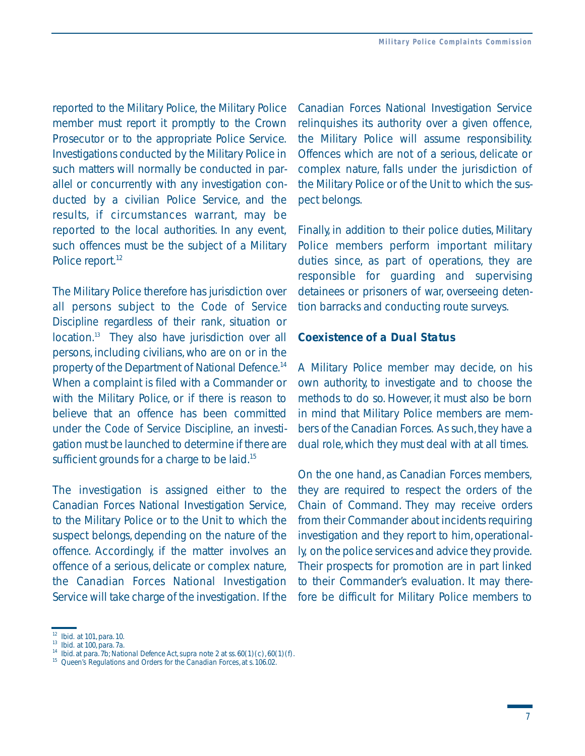reported to the Military Police, the Military Police member must report it promptly to the Crown Prosecutor or to the appropriate Police Service. Investigations conducted by the Military Police in such matters will normally be conducted in parallel or concurrently with any investigation conducted by a civilian Police Service, and the results, if circumstances warrant, may be reported to the local authorities. In any event, such offences must be the subject of a Military Police report.[12]

The Military Police therefore has jurisdiction over all persons subject to the Code of Service Discipline regardless of their rank, situation or location.[13] They also have jurisdiction over all persons, including civilians, who are on or in the property of the Department of National Defence.[14] When a complaint is filed with a Commander or with the Military Police, or if there is reason to believe that an offence has been committed under the Code of Service Discipline, an investigation must be launched to determine if there are sufficient grounds for a charge to be laid.[15]

The investigation is assigned either to the Canadian Forces National Investigation Service, to the Military Police or to the Unit to which the suspect belongs, depending on the nature of the offence. Accordingly, if the matter involves an offence of a serious, delicate or complex nature, the Canadian Forces National Investigation Service will take charge of the investigation. If the Canadian Forces National Investigation Service relinquishes its authority over a given offence, the Military Police will assume responsibility. Offences which are not of a serious, delicate or complex nature, falls under the jurisdiction of the Military Police or of the Unit to which the suspect belongs.

Finally, in addition to their police duties, Military Police members perform important military duties since, as part of operations, they are responsible for guarding and supervising detainees or prisoners of war, overseeing detention barracks and conducting route surveys.

### Coexistence of a Dual Status

A Military Police member may decide, on his own authority, to investigate and to choose the methods to do so. However, it must also be born in mind that Military Police members are members of the Canadian Forces. As such, they have a dual role, which they must deal with at all times.

On the one hand, as Canadian Forces members, they are required to respect the orders of the Chain of Command. They may receive orders from their Commander about incidents requiring investigation and they report to him, operationally, on the police services and advice they provide. Their prospects for promotion are in part linked to their Commander's evaluation. It may therefore be difficult for Military Police members to

---

[12] *Ibid.* at 101, para. 10.

[13] *Ibid.* at 100, para. 7a.

[14] *Ibid.* at para. 7b; *National Defence Act*, *supra* note 2 at ss. 60(1)(c), 60(1)(f).

[15] *Queen's Regulations and Orders for the Canadian Forces*, at s. 106.02.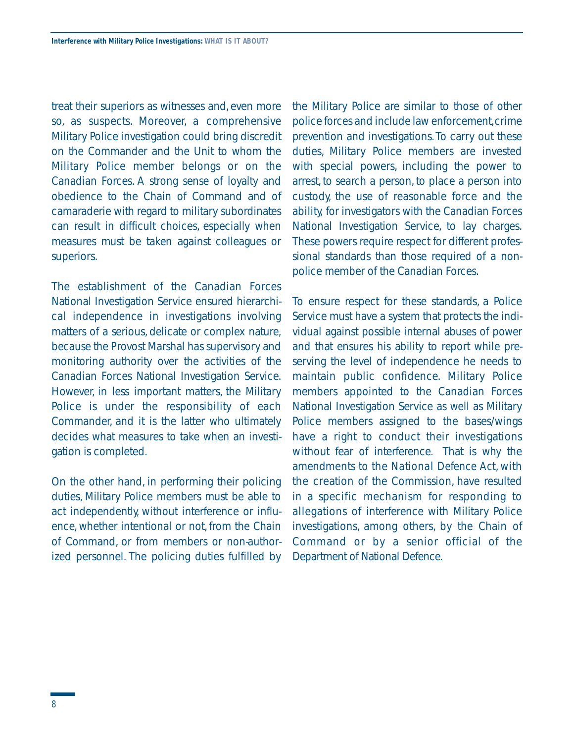treat their superiors as witnesses and, even more so, as suspects. Moreover, a comprehensive Military Police investigation could bring discredit on the Commander and the Unit to whom the Military Police member belongs or on the Canadian Forces. A strong sense of loyalty and obedience to the Chain of Command and of camaraderie with regard to military subordinates can result in difficult choices, especially when measures must be taken against colleagues or superiors.

The establishment of the Canadian Forces National Investigation Service ensured hierarchical independence in investigations involving matters of a serious, delicate or complex nature, because the Provost Marshal has supervisory and monitoring authority over the activities of the Canadian Forces National Investigation Service. However, in less important matters, the Military Police is under the responsibility of each Commander, and it is the latter who ultimately decides what measures to take when an investigation is completed.

On the other hand, in performing their policing duties, Military Police members must be able to act independently, without interference or influence, whether intentional or not, from the Chain of Command, or from members or non-authorized personnel. The policing duties fulfilled by the Military Police are similar to those of other police forces and include law enforcement, crime prevention and investigations. To carry out these duties, Military Police members are invested with special powers, including the power to arrest, to search a person, to place a person into custody, the use of reasonable force and the ability, for investigators with the Canadian Forces National Investigation Service, to lay charges. These powers require respect for different professional standards than those required of a non-police member of the Canadian Forces.

To ensure respect for these standards, a Police Service must have a system that protects the individual against possible internal abuses of power and that ensures his ability to report while preserving the level of independence he needs to maintain public confidence. Military Police members appointed to the Canadian Forces National Investigation Service as well as Military Police members assigned to the bases/wings have a right to conduct their investigations without fear of interference. That is why the amendments to the *National Defence Act*, with the creation of the Commission, have resulted in a specific mechanism for responding to allegations of interference with Military Police investigations, among others, by the Chain of Command or by a senior official of the Department of National Defence.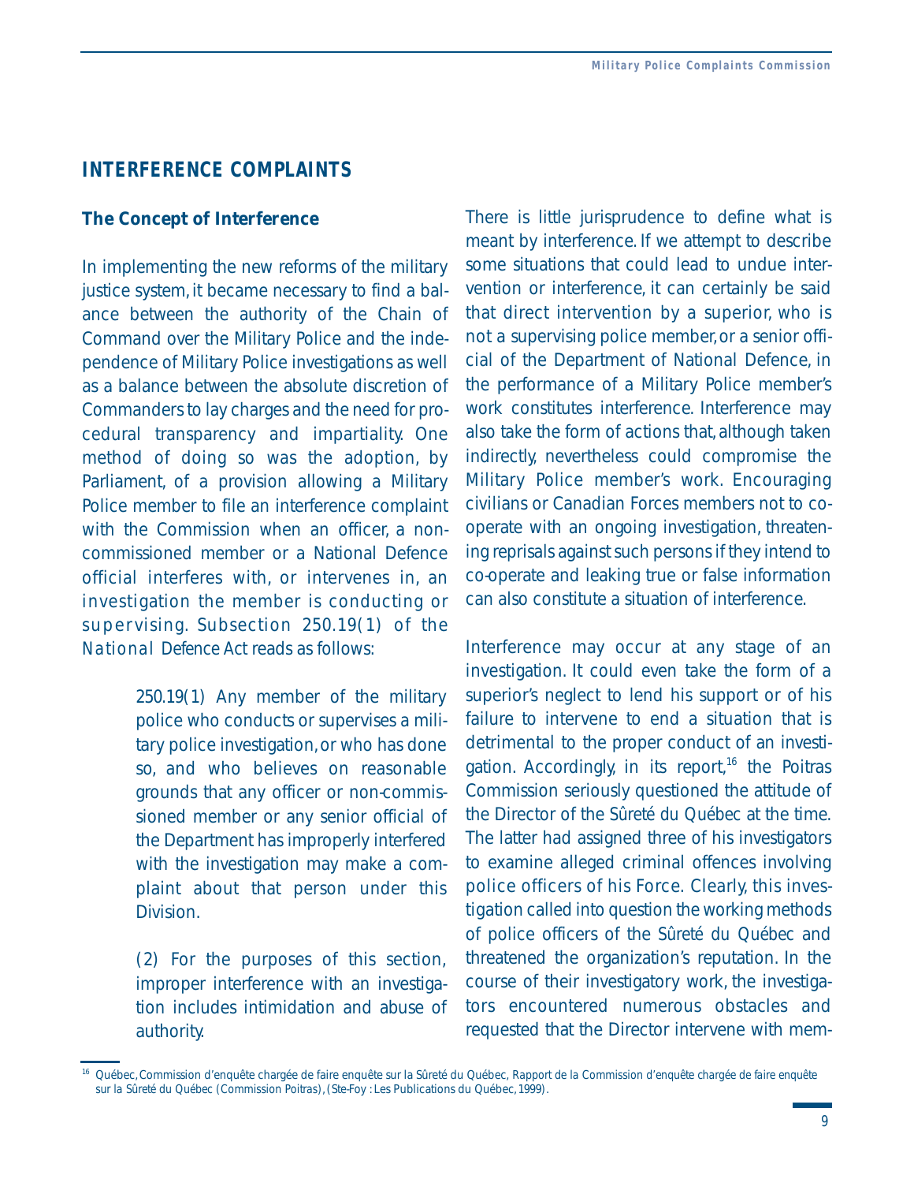## INTERFERENCE COMPLAINTS

### The Concept of Interference

In implementing the new reforms of the military justice system, it became necessary to find a balance between the authority of the Chain of Command over the Military Police and the independence of Military Police investigations as well as a balance between the absolute discretion of Commanders to lay charges and the need for procedural transparency and impartiality. One method of doing so was the adoption, by Parliament, of a provision allowing a Military Police member to file an interference complaint with the Commission when an officer, a non-commissioned member or a National Defence official interferes with, or intervenes in, an investigation the member is conducting or supervising. Subsection 250.19(1) of the *National Defence Act* reads as follows:

> 250.19(1) Any member of the military police who conducts or supervises a military police investigation, or who has done so, and who believes on reasonable grounds that any officer or non-commissioned member or any senior official of the Department has improperly interfered with the investigation may make a complaint about that person under this Division.
>
> (2) For the purposes of this section, improper interference with an investigation includes intimidation and abuse of authority.

There is little jurisprudence to define what is meant by interference. If we attempt to describe some situations that could lead to undue intervention or interference, it can certainly be said that direct intervention by a superior, who is not a supervising police member, or a senior official of the Department of National Defence, in the performance of a Military Police member's work constitutes interference. Interference may also take the form of actions that, although taken indirectly, nevertheless could compromise the Military Police member's work. Encouraging civilians or Canadian Forces members not to co-operate with an ongoing investigation, threatening reprisals against such persons if they intend to co-operate and leaking true or false information can also constitute a situation of interference.

Interference may occur at any stage of an investigation. It could even take the form of a superior's neglect to lend his support or of his failure to intervene to end a situation that is detrimental to the proper conduct of an investigation. Accordingly, in its report,[16] the Poitras Commission seriously questioned the attitude of the Director of the Sûreté du Québec at the time. The latter had assigned three of his investigators to examine alleged criminal offences involving police officers of his Force. Clearly, this investigation called into question the working methods of police officers of the Sûreté du Québec and threatened the organization's reputation. In the course of their investigatory work, the investigators encountered numerous obstacles and requested that the Director intervene with mem-

[16] Québec, Commission d'enquête chargée de faire enquête sur la Sûreté du Québec, Rapport de la Commission d'enquête chargée de faire enquête sur la Sûreté du Québec (Commission Poitras), (Ste-Foy : Les Publications du Québec, 1999).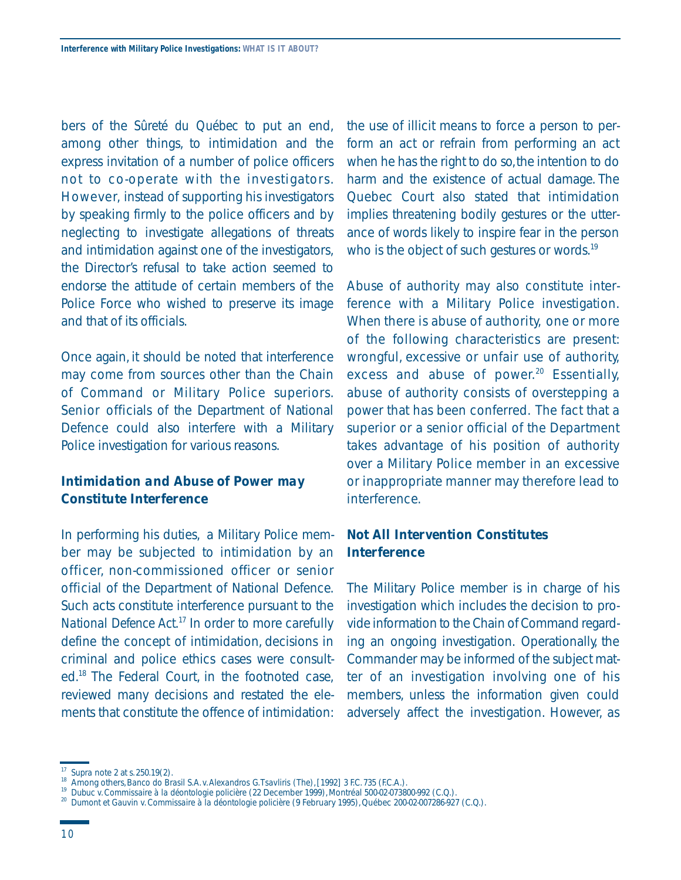bers of the Sûreté du Québec to put an end, among other things, to intimidation and the express invitation of a number of police officers not to co-operate with the investigators. However, instead of supporting his investigators by speaking firmly to the police officers and by neglecting to investigate allegations of threats and intimidation against one of the investigators, the Director's refusal to take action seemed to endorse the attitude of certain members of the Police Force who wished to preserve its image and that of its officials.

Once again, it should be noted that interference may come from sources other than the Chain of Command or Military Police superiors. Senior officials of the Department of National Defence could also interfere with a Military Police investigation for various reasons.

### Intimidation and Abuse of Power may Constitute Interference

In performing his duties, a Military Police member may be subjected to intimidation by an officer, non-commissioned officer or senior official of the Department of National Defence. Such acts constitute interference pursuant to the National Defence Act.[17] In order to more carefully define the concept of intimidation, decisions in criminal and police ethics cases were consulted.[18] The Federal Court, in the footnoted case, reviewed many decisions and restated the elements that constitute the offence of intimidation: the use of illicit means to force a person to perform an act or refrain from performing an act when he has the right to do so, the intention to do harm and the existence of actual damage. The Quebec Court also stated that intimidation implies threatening bodily gestures or the utterance of words likely to inspire fear in the person who is the object of such gestures or words.[19]

Abuse of authority may also constitute interference with a Military Police investigation. When there is abuse of authority, one or more of the following characteristics are present: wrongful, excessive or unfair use of authority, excess and abuse of power.[20] Essentially, abuse of authority consists of overstepping a power that has been conferred. The fact that a superior or a senior official of the Department takes advantage of his position of authority over a Military Police member in an excessive or inappropriate manner may therefore lead to interference.

### Not All Intervention Constitutes Interference

The Military Police member is in charge of his investigation which includes the decision to provide information to the Chain of Command regarding an ongoing investigation. Operationally, the Commander may be informed of the subject matter of an investigation involving one of his members, unless the information given could adversely affect the investigation. However, as

---

[17] Supra note 2 at s. 250.19(2).

[18] Among others, Banco do Brasil S.A. v. Alexandros G.Tsavliris (The), [1992] 3 F.C. 735 (F.C.A.).

[19] Dubuc v. Commissaire à la déontologie policière (22 December 1999), Montréal 500-02-073800-992 (C.Q.).

[20] Dumont et Gauvin v. Commissaire à la déontologie policière (9 February 1995), Québec 200-02-007286-927 (C.Q.).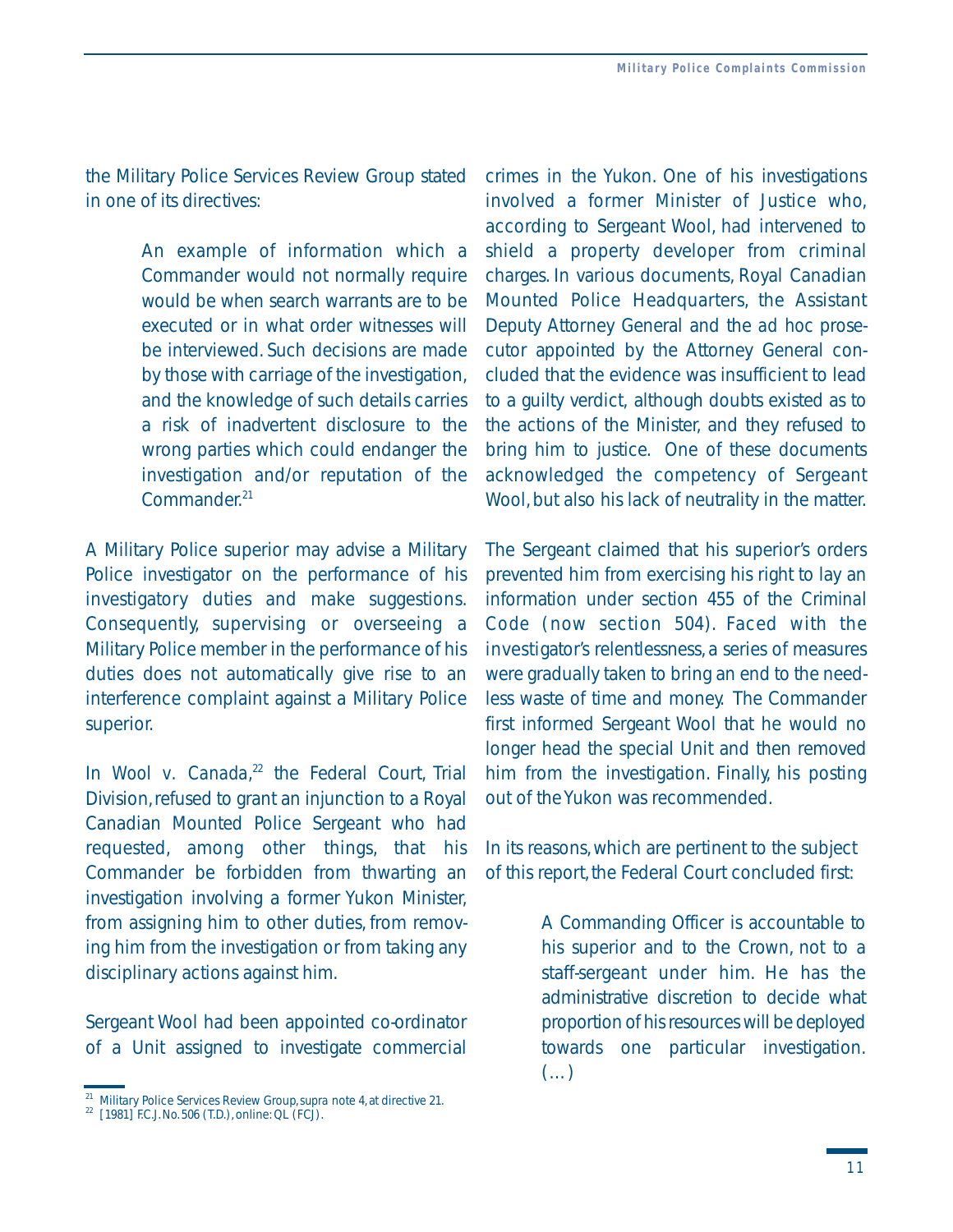the Military Police Services Review Group stated in one of its directives:

> An example of information which a Commander would not normally require would be when search warrants are to be executed or in what order witnesses will be interviewed. Such decisions are made by those with carriage of the investigation, and the knowledge of such details carries a risk of inadvertent disclosure to the wrong parties which could endanger the investigation and/or reputation of the Commander.[21]

A Military Police superior may advise a Military Police investigator on the performance of his investigatory duties and make suggestions. Consequently, supervising or overseeing a Military Police member in the performance of his duties does not automatically give rise to an interference complaint against a Military Police superior.

In *Wool v. Canada*,[22] the Federal Court, Trial Division, refused to grant an injunction to a Royal Canadian Mounted Police Sergeant who had requested, among other things, that his Commander be forbidden from thwarting an investigation involving a former Yukon Minister, from assigning him to other duties, from removing him from the investigation or from taking any disciplinary actions against him.

Sergeant Wool had been appointed co-ordinator of a Unit assigned to investigate commercial crimes in the Yukon. One of his investigations involved a former Minister of Justice who, according to Sergeant Wool, had intervened to shield a property developer from criminal charges. In various documents, Royal Canadian Mounted Police Headquarters, the Assistant Deputy Attorney General and the ad hoc prosecutor appointed by the Attorney General concluded that the evidence was insufficient to lead to a guilty verdict, although doubts existed as to the actions of the Minister, and they refused to bring him to justice. One of these documents acknowledged the competency of Sergeant Wool, but also his lack of neutrality in the matter.

The Sergeant claimed that his superior's orders prevented him from exercising his right to lay an information under section 455 of the *Criminal Code* (now section 504). Faced with the investigator's relentlessness, a series of measures were gradually taken to bring an end to the needless waste of time and money. The Commander first informed Sergeant Wool that he would no longer head the special Unit and then removed him from the investigation. Finally, his posting out of the Yukon was recommended.

In its reasons, which are pertinent to the subject of this report, the Federal Court concluded first:

> A Commanding Officer is accountable to his superior and to the Crown, not to a staff-sergeant under him. He has the administrative discretion to decide what proportion of his resources will be deployed towards one particular investigation. (…)

---

[21] Military Police Services Review Group, *supra* note 4, at directive 21.

[22] [1981] F.C.J. No. 506 (T.D.), online: QL (FCJ).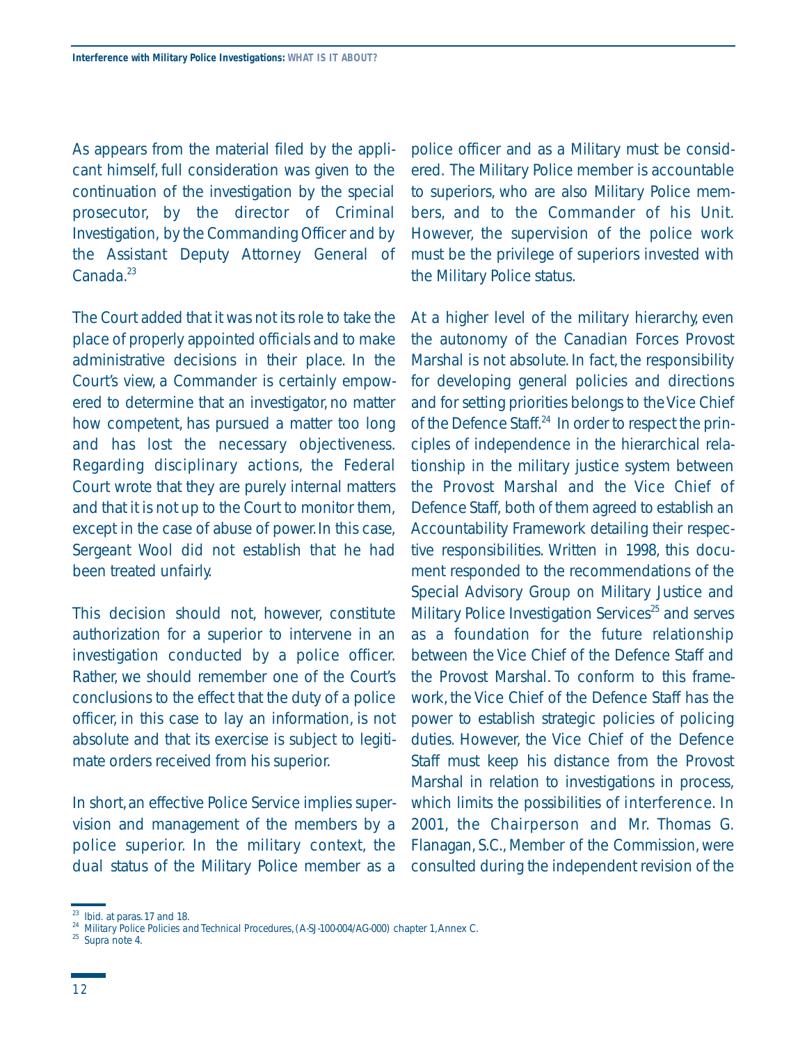As appears from the material filed by the applicant himself, full consideration was given to the continuation of the investigation by the special prosecutor, by the director of Criminal Investigation, by the Commanding Officer and by the Assistant Deputy Attorney General of Canada.[23]

The Court added that it was not its role to take the place of properly appointed officials and to make administrative decisions in their place. In the Court's view, a Commander is certainly empowered to determine that an investigator, no matter how competent, has pursued a matter too long and has lost the necessary objectiveness. Regarding disciplinary actions, the Federal Court wrote that they are purely internal matters and that it is not up to the Court to monitor them, except in the case of abuse of power. In this case, Sergeant Wool did not establish that he had been treated unfairly.

This decision should not, however, constitute authorization for a superior to intervene in an investigation conducted by a police officer. Rather, we should remember one of the Court's conclusions to the effect that the duty of a police officer, in this case to lay an information, is not absolute and that its exercise is subject to legitimate orders received from his superior.

In short, an effective Police Service implies supervision and management of the members by a police superior. In the military context, the dual status of the Military Police member as a police officer and as a Military must be considered. The Military Police member is accountable to superiors, who are also Military Police members, and to the Commander of his Unit. However, the supervision of the police work must be the privilege of superiors invested with the Military Police status.

At a higher level of the military hierarchy, even the autonomy of the Canadian Forces Provost Marshal is not absolute. In fact, the responsibility for developing general policies and directions and for setting priorities belongs to the Vice Chief of the Defence Staff.[24] In order to respect the principles of independence in the hierarchical relationship in the military justice system between the Provost Marshal and the Vice Chief of Defence Staff, both of them agreed to establish an Accountability Framework detailing their respective responsibilities. Written in 1998, this document responded to the recommendations of the Special Advisory Group on Military Justice and Military Police Investigation Services[25] and serves as a foundation for the future relationship between the Vice Chief of the Defence Staff and the Provost Marshal. To conform to this framework, the Vice Chief of the Defence Staff has the power to establish strategic policies of policing duties. However, the Vice Chief of the Defence Staff must keep his distance from the Provost Marshal in relation to investigations in process, which limits the possibilities of interference. In 2001, the Chairperson and Mr. Thomas G. Flanagan, S.C., Member of the Commission, were consulted during the independent revision of the

[23] Ibid. at paras. 17 and 18.
[24] Military Police Policies and Technical Procedures, (A-SJ-100-004/AG-000) chapter 1, Annex C.
[25] Supra note 4.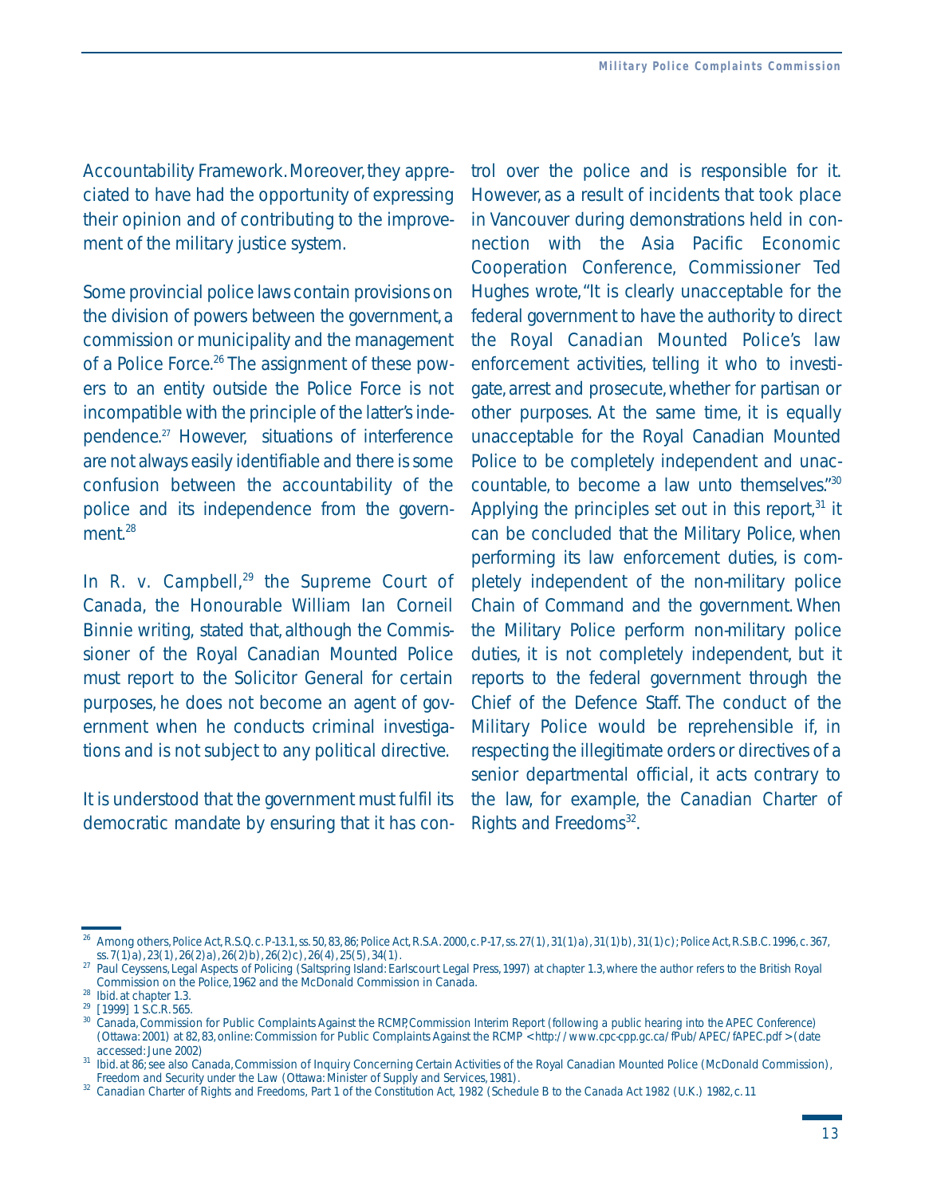Accountability Framework. Moreover, they appreciated to have had the opportunity of expressing their opinion and of contributing to the improvement of the military justice system.

Some provincial police laws contain provisions on the division of powers between the government, a commission or municipality and the management of a Police Force.[26] The assignment of these powers to an entity outside the Police Force is not incompatible with the principle of the latter's independence.[27] However, situations of interference are not always easily identifiable and there is some confusion between the accountability of the police and its independence from the government.[28]

In *R. v. Campbell*,[29] the Supreme Court of Canada, the Honourable William Ian Corneil Binnie writing, stated that, although the Commissioner of the Royal Canadian Mounted Police must report to the Solicitor General for certain purposes, he does not become an agent of government when he conducts criminal investigations and is not subject to any political directive.

It is understood that the government must fulfil its democratic mandate by ensuring that it has control over the police and is responsible for it. However, as a result of incidents that took place in Vancouver during demonstrations held in connection with the Asia Pacific Economic Cooperation Conference, Commissioner Ted Hughes wrote, "It is clearly unacceptable for the federal government to have the authority to direct the Royal Canadian Mounted Police's law enforcement activities, telling it who to investigate, arrest and prosecute, whether for partisan or other purposes. At the same time, it is equally unacceptable for the Royal Canadian Mounted Police to be completely independent and unaccountable, to become a law unto themselves."[30] Applying the principles set out in this report,[31] it can be concluded that the Military Police, when performing its law enforcement duties, is completely independent of the non-military police Chain of Command and the government. When the Military Police perform non-military police duties, it is not completely independent, but it reports to the federal government through the Chief of the Defence Staff. The conduct of the Military Police would be reprehensible if, in respecting the illegitimate orders or directives of a senior departmental official, it acts contrary to the law, for example, the *Canadian Charter of Rights and Freedoms*[32].

---

[26] Among others, *Police Act*, R.S.Q. c. P-13.1, ss. 50, 83, 86; *Police Act*, R.S.A. 2000, c. P-17, ss. 27(1), 31(1)a), 31(1)b), 31(1)c); *Police Act*, R.S.B.C. 1996, c. 367, ss. 7(1)a), 23(1), 26(2)a), 26(2)b), 26(2)c), 26(4), 25(5), 34(1).

[27] Paul Ceyssens, *Legal Aspects of Policing* (Saltspring Island: Earlscourt Legal Press, 1997) at chapter 1.3, where the author refers to the British Royal Commission on the Police, 1962 and the McDonald Commission in Canada.

[28] *Ibid.* at chapter 1.3.

[29] [1999] 1 S.C.R. 565.

[30] Canada, Commission for Public Complaints Against the RCMP, *Commission Interim Report (following a public hearing into the APEC Conference)* (Ottawa: 2001) at 82, 83, online: Commission for Public Complaints Against the RCMP <http://www.cpc-cpp.gc.ca/fPub/APEC/fAPEC.pdf> (date accessed: June 2002)

[31] *Ibid.* at 86; see also Canada, Commission of Inquiry Concerning Certain Activities of the Royal Canadian Mounted Police (McDonald Commission), *Freedom and Security under the Law* (Ottawa: Minister of Supply and Services, 1981).

[32] *Canadian Charter of Rights and Freedoms*, Part 1 of the *Constitution Act, 1982* (Schedule B to the *Canada Act 1982* (U.K.) 1982, c. 11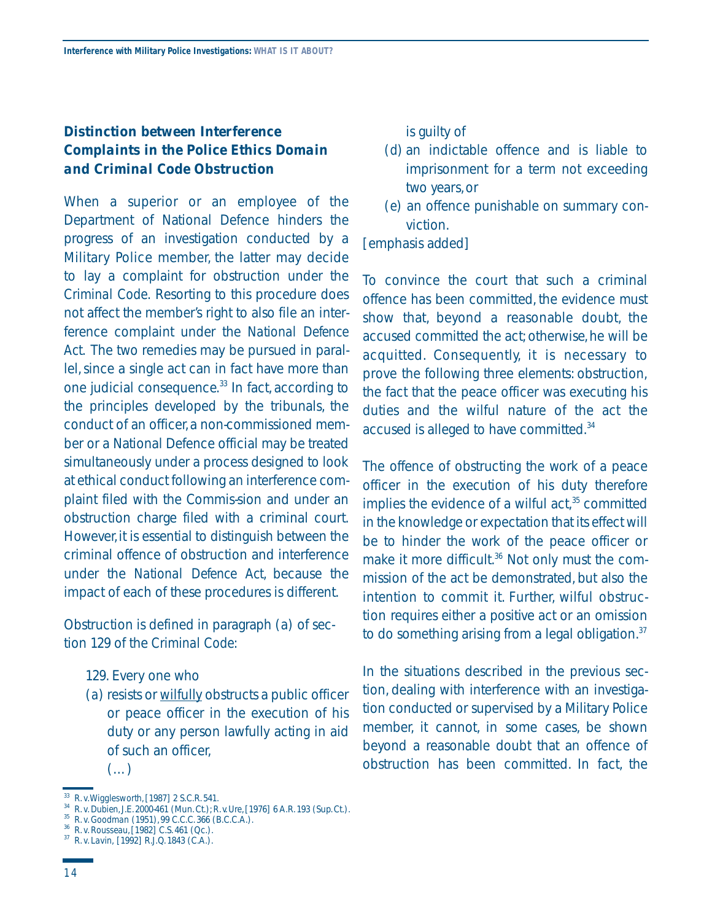### Distinction between Interference Complaints in the Police Ethics Domain and Criminal Code Obstruction

When a superior or an employee of the Department of National Defence hinders the progress of an investigation conducted by a Military Police member, the latter may decide to lay a complaint for obstruction under the Criminal Code. Resorting to this procedure does not affect the member's right to also file an interference complaint under the National Defence Act. The two remedies may be pursued in parallel, since a single act can in fact have more than one judicial consequence.[33] In fact, according to the principles developed by the tribunals, the conduct of an officer, a non-commissioned member or a National Defence official may be treated simultaneously under a process designed to look at ethical conduct following an interference complaint filed with the Commis-sion and under an obstruction charge filed with a criminal court. However, it is essential to distinguish between the criminal offence of obstruction and interference under the National Defence Act, because the impact of each of these procedures is different.

Obstruction is defined in paragraph (a) of section 129 of the Criminal Code:

> 129. Every one who
>
> (a) resists or <u>wilfully</u> obstructs a public officer or peace officer in the execution of his duty or any person lawfully acting in aid of such an officer,
>
> (…)
>
> is guilty of
>
> (d) an indictable offence and is liable to imprisonment for a term not exceeding two years, or
>
> (e) an offence punishable on summary conviction.

[emphasis added]

To convince the court that such a criminal offence has been committed, the evidence must show that, beyond a reasonable doubt, the accused committed the act; otherwise, he will be acquitted. Consequently, it is necessary to prove the following three elements: obstruction, the fact that the peace officer was executing his duties and the wilful nature of the act the accused is alleged to have committed.[34]

The offence of obstructing the work of a peace officer in the execution of his duty therefore implies the evidence of a wilful act,[35] committed in the knowledge or expectation that its effect will be to hinder the work of the peace officer or make it more difficult.[36] Not only must the commission of the act be demonstrated, but also the intention to commit it. Further, wilful obstruction requires either a positive act or an omission to do something arising from a legal obligation.[37]

In the situations described in the previous section, dealing with interference with an investigation conducted or supervised by a Military Police member, it cannot, in some cases, be shown beyond a reasonable doubt that an offence of obstruction has been committed. In fact, the

---

[33] R. v. Wigglesworth, [1987] 2 S.C.R. 541.

[34] R. v. Dubien, J.E. 2000-461 (Mun. Ct.); R. v. Ure, [1976] 6 A.R. 193 (Sup. Ct.).

[35] R. v. Goodman (1951), 99 C.C.C. 366 (B.C.C.A.).

[36] R. v. Rousseau, [1982] C.S. 461 (Qc.).

[37] R. v. Lavin, [1992] R.J.Q. 1843 (C.A.).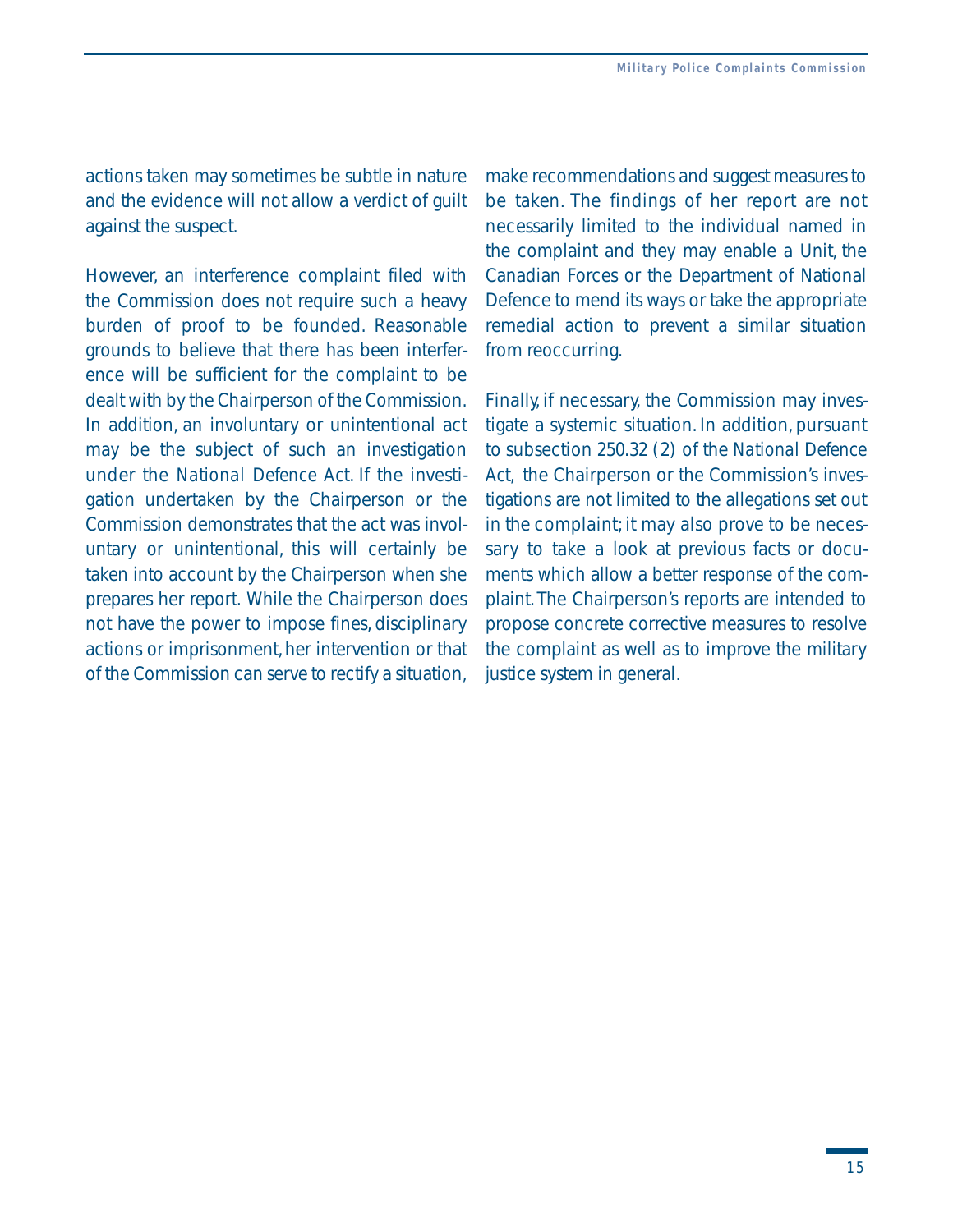actions taken may sometimes be subtle in nature and the evidence will not allow a verdict of guilt against the suspect.

However, an interference complaint filed with the Commission does not require such a heavy burden of proof to be founded. Reasonable grounds to believe that there has been interference will be sufficient for the complaint to be dealt with by the Chairperson of the Commission. In addition, an involuntary or unintentional act may be the subject of such an investigation under the *National Defence Act*. If the investigation undertaken by the Chairperson or the Commission demonstrates that the act was involuntary or unintentional, this will certainly be taken into account by the Chairperson when she prepares her report. While the Chairperson does not have the power to impose fines, disciplinary actions or imprisonment, her intervention or that of the Commission can serve to rectify a situation, make recommendations and suggest measures to be taken. The findings of her report are not necessarily limited to the individual named in the complaint and they may enable a Unit, the Canadian Forces or the Department of National Defence to mend its ways or take the appropriate remedial action to prevent a similar situation from reoccurring.

Finally, if necessary, the Commission may investigate a systemic situation. In addition, pursuant to subsection 250.32 (2) of the *National Defence Act*, the Chairperson or the Commission's investigations are not limited to the allegations set out in the complaint; it may also prove to be necessary to take a look at previous facts or documents which allow a better response of the complaint. The Chairperson's reports are intended to propose concrete corrective measures to resolve the complaint as well as to improve the military justice system in general.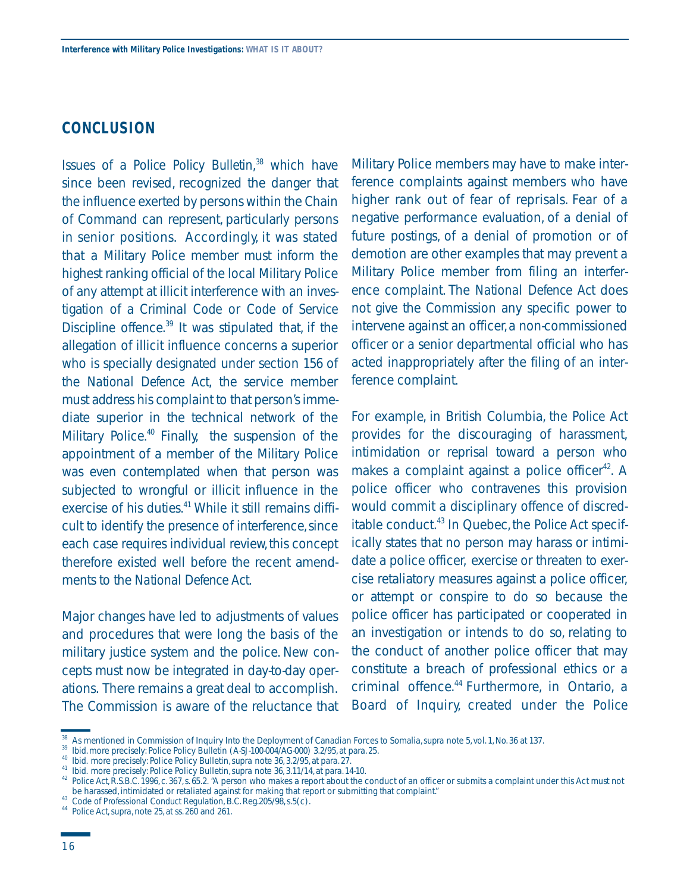## CONCLUSION

Issues of a Police Policy Bulletin,[38] which have since been revised, recognized the danger that the influence exerted by persons within the Chain of Command can represent, particularly persons in senior positions. Accordingly, it was stated that a Military Police member must inform the highest ranking official of the local Military Police of any attempt at illicit interference with an investigation of a *Criminal Code* or *Code of Service Discipline* offence.[39] It was stipulated that, if the allegation of illicit influence concerns a superior who is specially designated under section 156 of the *National Defence Act*, the service member must address his complaint to that person's immediate superior in the technical network of the Military Police.[40] Finally, the suspension of the appointment of a member of the Military Police was even contemplated when that person was subjected to wrongful or illicit influence in the exercise of his duties.[41] While it still remains difficult to identify the presence of interference, since each case requires individual review, this concept therefore existed well before the recent amendments to the *National Defence Act*.

Major changes have led to adjustments of values and procedures that were long the basis of the military justice system and the police. New concepts must now be integrated in day-to-day operations. There remains a great deal to accomplish. The Commission is aware of the reluctance that Military Police members may have to make interference complaints against members who have higher rank out of fear of reprisals. Fear of a negative performance evaluation, of a denial of future postings, of a denial of promotion or of demotion are other examples that may prevent a Military Police member from filing an interference complaint. The *National Defence Act* does not give the Commission any specific power to intervene against an officer, a non-commissioned officer or a senior departmental official who has acted inappropriately after the filing of an interference complaint.

For example, in British Columbia, the *Police Act* provides for the discouraging of harassment, intimidation or reprisal toward a person who makes a complaint against a police officer[42]. A police officer who contravenes this provision would commit a disciplinary offence of discreditable conduct.[43] In Quebec, the *Police Act* specifically states that no person may harass or intimidate a police officer, exercise or threaten to exercise retaliatory measures against a police officer, or attempt or conspire to do so because the police officer has participated or cooperated in an investigation or intends to do so, relating to the conduct of another police officer that may constitute a breach of professional ethics or a criminal offence.[44] Furthermore, in Ontario, a Board of Inquiry, created under the *Police*

---

[38] As mentioned in Commission of Inquiry Into the Deployment of Canadian Forces to Somalia, supra note 5, vol. 1, No. 36 at 137.

[39] Ibid. more precisely: Police Policy Bulletin (A-SJ-100-004/AG-000) 3.2/95, at para. 25.

[40] Ibid. more precisely: Police Policy Bulletin, supra note 36, 3.2/95, at para. 27.

[41] Ibid. more precisely: Police Policy Bulletin, supra note 36, 3.11/14, at para. 14-10.

[42] *Police Act*, R.S.B.C. 1996, c. 367, s. 65.2. "A person who makes a report about the conduct of an officer or submits a complaint under this Act must not be harassed, intimidated or retaliated against for making that report or submitting that complaint."

[43] Code of Professional Conduct Regulation, B.C. Reg.205/98, s.5(c).

[44] *Police Act*, supra, note 25, at ss. 260 and 261.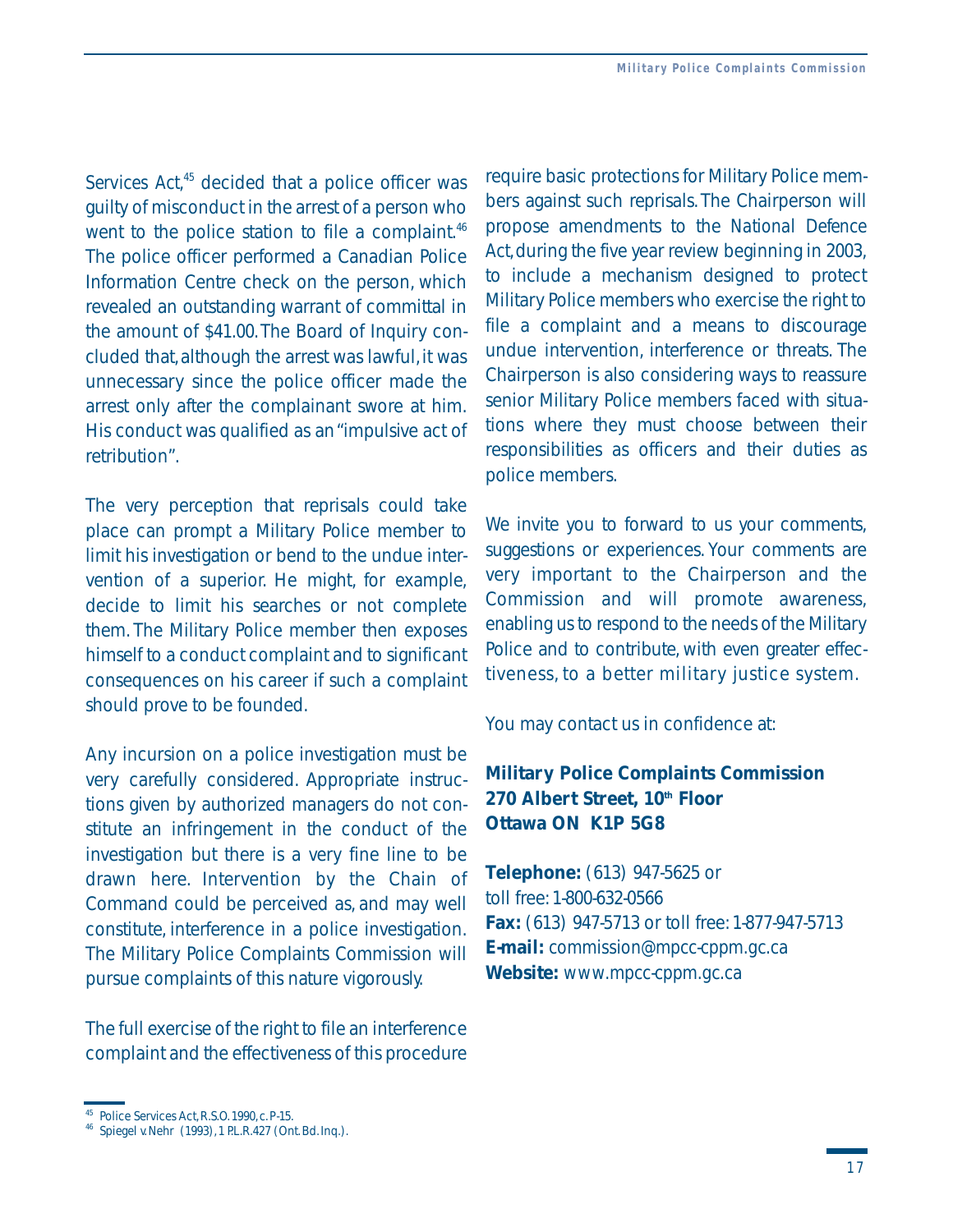Services Act,[45] decided that a police officer was guilty of misconduct in the arrest of a person who went to the police station to file a complaint.[46] The police officer performed a Canadian Police Information Centre check on the person, which revealed an outstanding warrant of committal in the amount of $41.00. The Board of Inquiry concluded that, although the arrest was lawful, it was unnecessary since the police officer made the arrest only after the complainant swore at him. His conduct was qualified as an "impulsive act of retribution".

The very perception that reprisals could take place can prompt a Military Police member to limit his investigation or bend to the undue intervention of a superior. He might, for example, decide to limit his searches or not complete them. The Military Police member then exposes himself to a conduct complaint and to significant consequences on his career if such a complaint should prove to be founded.

Any incursion on a police investigation must be very carefully considered. Appropriate instructions given by authorized managers do not constitute an infringement in the conduct of the investigation but there is a very fine line to be drawn here. Intervention by the Chain of Command could be perceived as, and may well constitute, interference in a police investigation. The Military Police Complaints Commission will pursue complaints of this nature vigorously.

The full exercise of the right to file an interference complaint and the effectiveness of this procedure require basic protections for Military Police members against such reprisals. The Chairperson will propose amendments to the National Defence Act, during the five year review beginning in 2003, to include a mechanism designed to protect Military Police members who exercise the right to file a complaint and a means to discourage undue intervention, interference or threats. The Chairperson is also considering ways to reassure senior Military Police members faced with situations where they must choose between their responsibilities as officers and their duties as police members.

We invite you to forward to us your comments, suggestions or experiences. Your comments are very important to the Chairperson and the Commission and will promote awareness, enabling us to respond to the needs of the Military Police and to contribute, with even greater effectiveness, to a better military justice system.

You may contact us in confidence at:

**Military Police Complaints Commission**
**270 Albert Street, 10th Floor**
**Ottawa ON K1P 5G8**

**Telephone:** (613) 947-5625 or
toll free: 1-800-632-0566
**Fax:** (613) 947-5713 or toll free: 1-877-947-5713
**E-mail:** commission@mpcc-cppm.gc.ca
**Website:** www.mpcc-cppm.gc.ca

---

[45] Police Services Act, R.S.O. 1990, c. P-15.

[46] Spiegel v. Nehr (1993), 1 P.L.R. 427 (Ont. Bd. Inq.).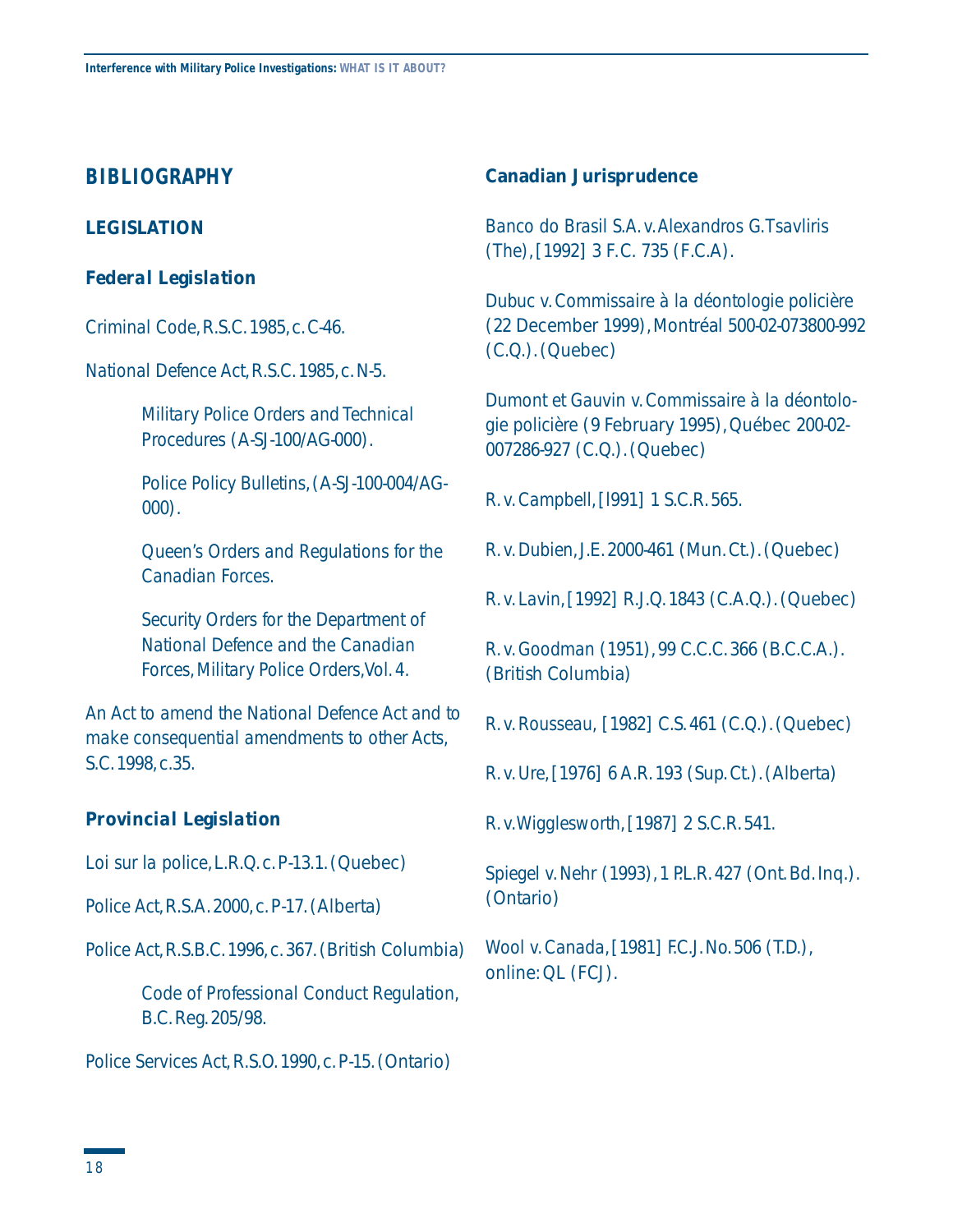## BIBLIOGRAPHY

### LEGISLATION

#### *Federal Legislation*

Criminal Code, R.S.C. 1985, c. C-46.

National Defence Act, R.S.C. 1985, c. N-5.

> Military Police Orders and Technical Procedures (A-SJ-100/AG-000).
>
> Police Policy Bulletins, (A-SJ-100-004/AG-000).
>
> Queen's Orders and Regulations for the Canadian Forces.
>
> Security Orders for the Department of National Defence and the Canadian Forces, Military Police Orders, Vol. 4.

An Act to amend the National Defence Act and to make consequential amendments to other Acts, S.C. 1998, c.35.

#### *Provincial Legislation*

Loi sur la police, L.R.Q. c. P-13.1. (Quebec)

Police Act, R.S.A. 2000, c. P-17. (Alberta)

Police Act, R.S.B.C. 1996, c. 367. (British Columbia)

> Code of Professional Conduct Regulation, B.C. Reg. 205/98.

Police Services Act, R.S.O. 1990, c. P-15. (Ontario)

### Canadian Jurisprudence

Banco do Brasil S.A. v. Alexandros G. Tsavliris (The), [1992] 3 F.C. 735 (F.C.A).

Dubuc v. Commissaire à la déontologie policière (22 December 1999), Montréal 500-02-073800-992 (C.Q.). (Quebec)

Dumont et Gauvin v. Commissaire à la déontologie policière (9 February 1995), Québec 200-02-007286-927 (C.Q.). (Quebec)

R. v. Campbell, [l991] 1 S.C.R. 565.

R. v. Dubien, J.E. 2000-461 (Mun. Ct.). (Quebec)

R. v. Lavin, [1992] R.J.Q. 1843 (C.A.Q.). (Quebec)

R. v. Goodman (1951), 99 C.C.C. 366 (B.C.C.A.). (British Columbia)

R. v. Rousseau, [1982] C.S. 461 (C.Q.). (Quebec)

R. v. Ure, [1976] 6 A.R. 193 (Sup. Ct.). (Alberta)

R. v. Wigglesworth, [1987] 2 S.C.R. 541.

Spiegel v. Nehr (1993), 1 P.L.R. 427 (Ont. Bd. Inq.). (Ontario)

Wool v. Canada, [1981] F.C.J. No. 506 (T.D.), online: QL (FCJ).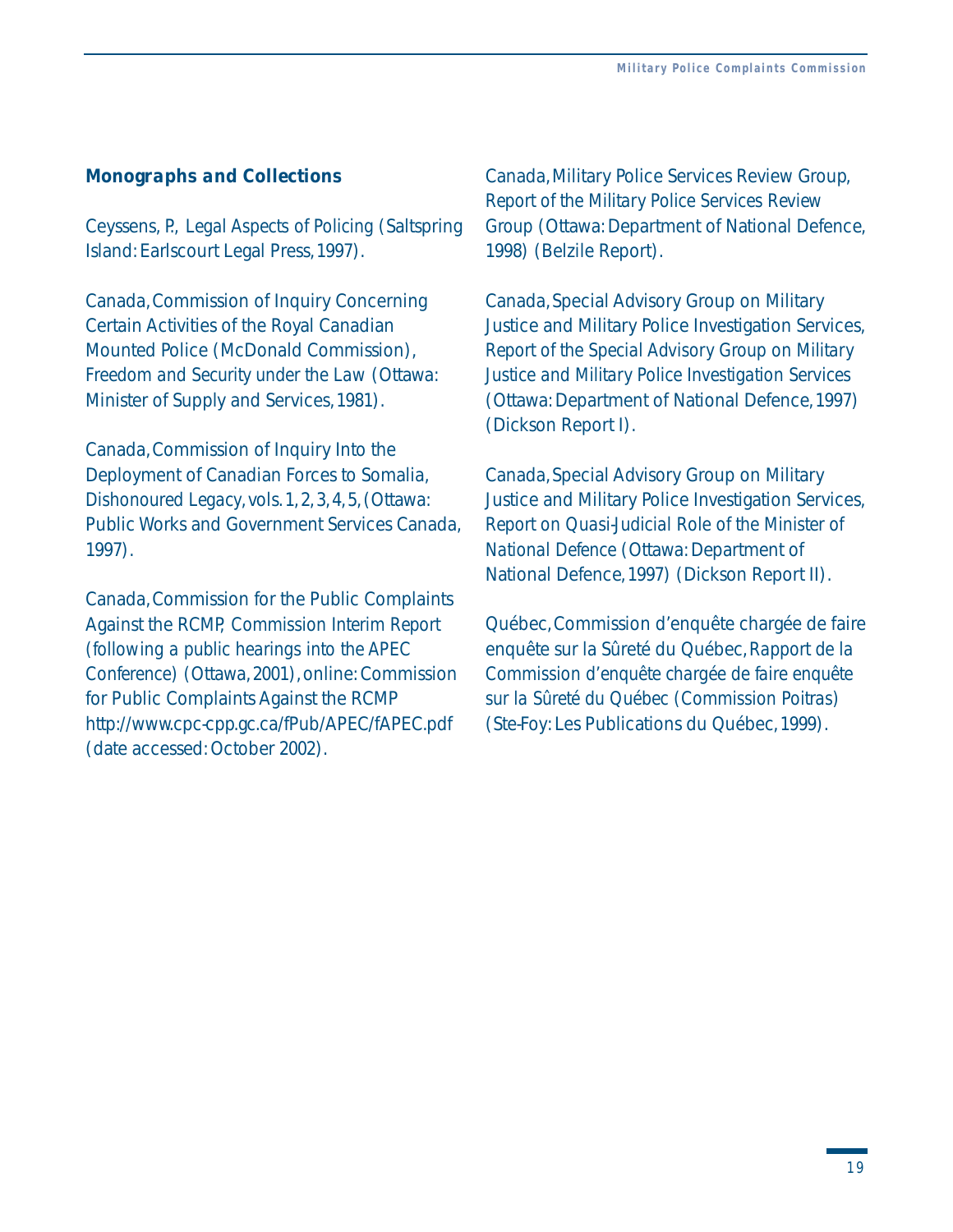### Monographs and Collections

Ceyssens, P., Legal Aspects of Policing (Saltspring Island: Earlscourt Legal Press, 1997).

Canada, Commission of Inquiry Concerning Certain Activities of the Royal Canadian Mounted Police (McDonald Commission), Freedom and Security under the Law (Ottawa: Minister of Supply and Services, 1981).

Canada, Commission of Inquiry Into the Deployment of Canadian Forces to Somalia, Dishonoured Legacy, vols. 1, 2, 3, 4, 5, (Ottawa: Public Works and Government Services Canada, 1997).

Canada, Commission for the Public Complaints Against the RCMP, Commission Interim Report (following a public hearings into the APEC Conference) (Ottawa, 2001), online: Commission for Public Complaints Against the RCMP http://www.cpc-cpp.gc.ca/fPub/APEC/fAPEC.pdf (date accessed: October 2002).

Canada, Military Police Services Review Group, Report of the Military Police Services Review Group (Ottawa: Department of National Defence, 1998) (Belzile Report).

Canada, Special Advisory Group on Military Justice and Military Police Investigation Services, Report of the Special Advisory Group on Military Justice and Military Police Investigation Services (Ottawa: Department of National Defence, 1997) (Dickson Report I).

Canada, Special Advisory Group on Military Justice and Military Police Investigation Services, Report on Quasi-Judicial Role of the Minister of National Defence (Ottawa: Department of National Defence, 1997) (Dickson Report II).

Québec, Commission d'enquête chargée de faire enquête sur la Sûreté du Québec, Rapport de la Commission d'enquête chargée de faire enquête sur la Sûreté du Québec (Commission Poitras) (Ste-Foy: Les Publications du Québec, 1999).